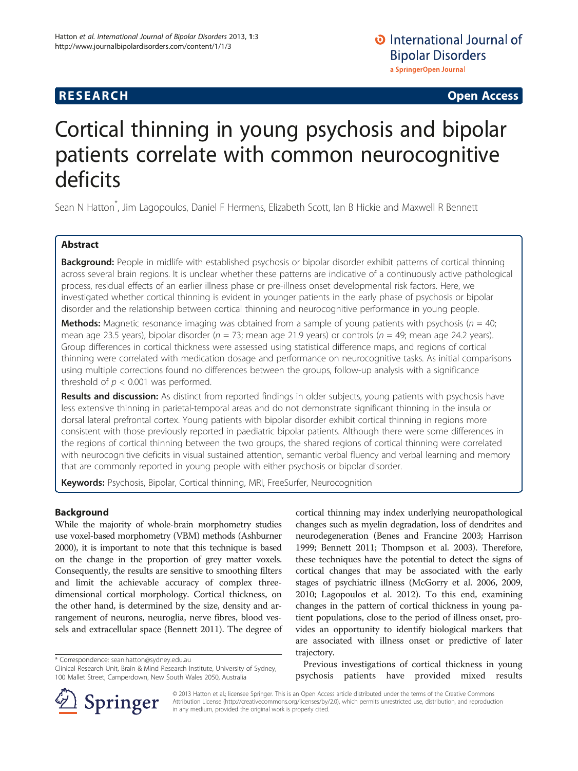RESEARCH Open Access

# Cortical thinning in young psychosis and bipolar patients correlate with common neurocognitive deficits

Sean N Hatton[*], Jim Lagopoulos, Daniel F Hermens, Elizabeth Scott, Ian B Hickie and Maxwell R Bennett

## Abstract

**Background:** People in midlife with established psychosis or bipolar disorder exhibit patterns of cortical thinning across several brain regions. It is unclear whether these patterns are indicative of a continuously active pathological process, residual effects of an earlier illness phase or pre-illness onset developmental risk factors. Here, we investigated whether cortical thinning is evident in younger patients in the early phase of psychosis or bipolar disorder and the relationship between cortical thinning and neurocognitive performance in young people.

**Methods:** Magnetic resonance imaging was obtained from a sample of young patients with psychosis ($n$ = 40; mean age 23.5 years), bipolar disorder ($n$ = 73; mean age 21.9 years) or controls ($n$ = 49; mean age 24.2 years). Group differences in cortical thickness were assessed using statistical difference maps, and regions of cortical thinning were correlated with medication dosage and performance on neurocognitive tasks. As initial comparisons using multiple corrections found no differences between the groups, follow-up analysis with a significance threshold of $p < 0.001$ was performed.

**Results and discussion:** As distinct from reported findings in older subjects, young patients with psychosis have less extensive thinning in parietal-temporal areas and do not demonstrate significant thinning in the insula or dorsal lateral prefrontal cortex. Young patients with bipolar disorder exhibit cortical thinning in regions more consistent with those previously reported in paediatric bipolar patients. Although there were some differences in the regions of cortical thinning between the two groups, the shared regions of cortical thinning were correlated with neurocognitive deficits in visual sustained attention, semantic verbal fluency and verbal learning and memory that are commonly reported in young people with either psychosis or bipolar disorder.

**Keywords:** Psychosis, Bipolar, Cortical thinning, MRI, FreeSurfer, Neurocognition

## Background

While the majority of whole-brain morphometry studies use voxel-based morphometry (VBM) methods (Ashburner 2000), it is important to note that this technique is based on the change in the proportion of grey matter voxels. Consequently, the results are sensitive to smoothing filters and limit the achievable accuracy of complex three-dimensional cortical morphology. Cortical thickness, on the other hand, is determined by the size, density and arrangement of neurons, neuroglia, nerve fibres, blood vessels and extracellular space (Bennett 2011). The degree of cortical thinning may index underlying neuropathological changes such as myelin degradation, loss of dendrites and neurodegeneration (Benes and Francine 2003; Harrison 1999; Bennett 2011; Thompson et al. 2003). Therefore, these techniques have the potential to detect the signs of cortical changes that may be associated with the early stages of psychiatric illness (McGorry et al. 2006, 2009, 2010; Lagopoulos et al. 2012). To this end, examining changes in the pattern of cortical thickness in young patient populations, close to the period of illness onset, provides an opportunity to identify biological markers that are associated with illness onset or predictive of later trajectory.

Previous investigations of cortical thickness in young psychosis patients have provided mixed results

\* Correspondence: sean.hatton@sydney.edu.au
Clinical Research Unit, Brain & Mind Research Institute, University of Sydney, 100 Mallet Street, Camperdown, New South Wales 2050, Australia

© 2013 Hatton et al.; licensee Springer. This is an Open Access article distributed under the terms of the Creative Commons Attribution License (http://creativecommons.org/licenses/by/2.0), which permits unrestricted use, distribution, and reproduction in any medium, provided the original work is properly cited.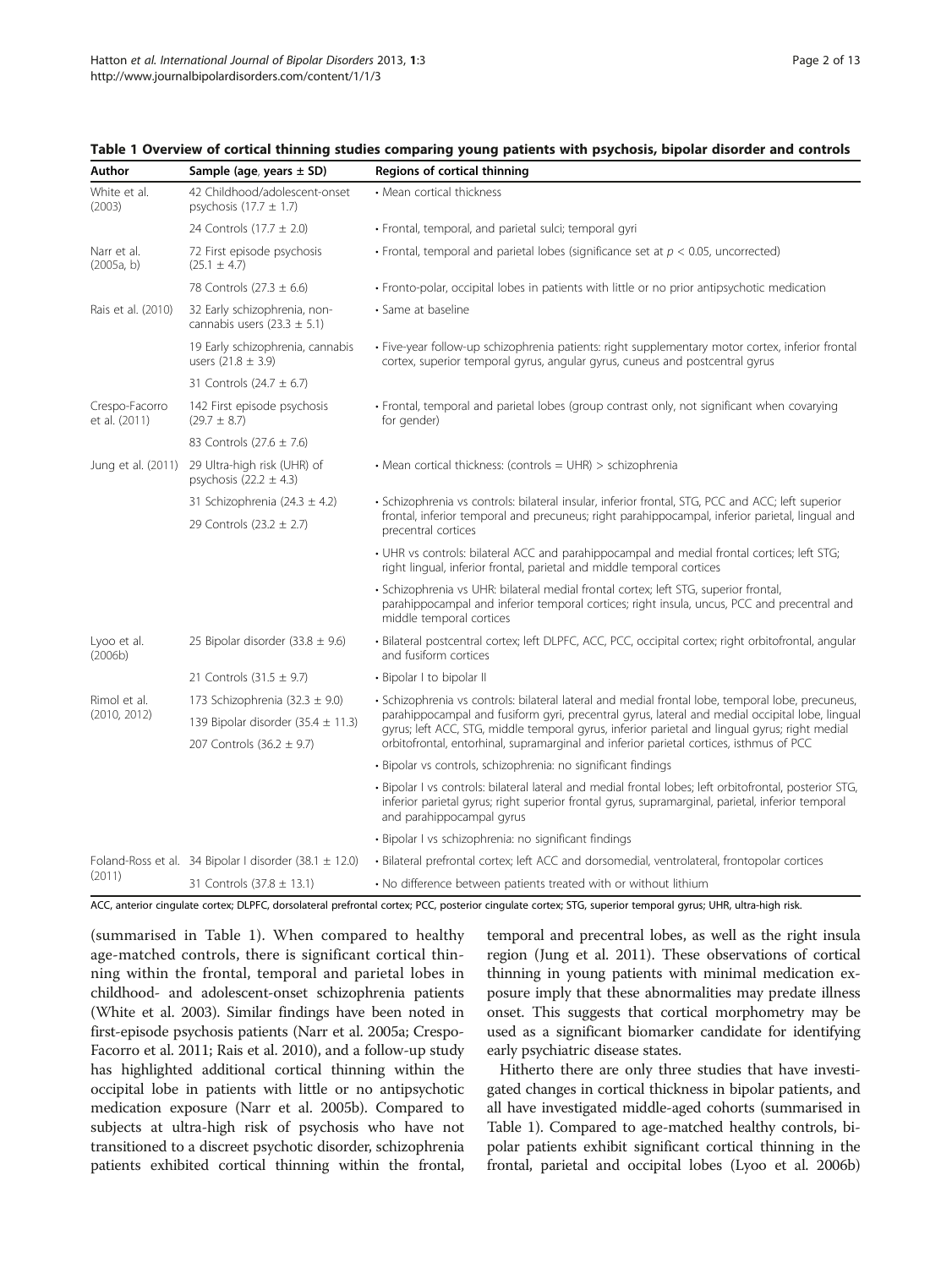**Table 1 Overview of cortical thinning studies comparing young patients with psychosis, bipolar disorder and controls**

| Author | Sample (age, years ± SD) | Regions of cortical thinning |
|---|---|---|
| White et al. (2003) | 42 Childhood/adolescent-onset psychosis (17.7 ± 1.7) | • Mean cortical thickness |
| | 24 Controls (17.7 ± 2.0) | • Frontal, temporal, and parietal sulci; temporal gyri |
| Narr et al. (2005a, b) | 72 First episode psychosis (25.1 ± 4.7) | • Frontal, temporal and parietal lobes (significance set at $p < 0.05$, uncorrected) |
| | 78 Controls (27.3 ± 6.6) | • Fronto-polar, occipital lobes in patients with little or no prior antipsychotic medication |
| Rais et al. (2010) | 32 Early schizophrenia, non-cannabis users (23.3 ± 5.1) | • Same at baseline |
| | 19 Early schizophrenia, cannabis users (21.8 ± 3.9) | • Five-year follow-up schizophrenia patients: right supplementary motor cortex, inferior frontal cortex, superior temporal gyrus, angular gyrus, cuneus and postcentral gyrus |
| | 31 Controls (24.7 ± 6.7) | |
| Crespo-Facorro et al. (2011) | 142 First episode psychosis (29.7 ± 8.7) | • Frontal, temporal and parietal lobes (group contrast only, not significant when covarying for gender) |
| | 83 Controls (27.6 ± 7.6) | |
| Jung et al. (2011) | 29 Ultra-high risk (UHR) of psychosis (22.2 ± 4.3) | • Mean cortical thickness: (controls = UHR) > schizophrenia |
| | 31 Schizophrenia (24.3 ± 4.2) | • Schizophrenia vs controls: bilateral insular, inferior frontal, STG, PCC and ACC; left superior frontal, inferior temporal and precuneus; right parahippocampal, inferior parietal, lingual and precentral cortices |
| | 29 Controls (23.2 ± 2.7) | |
| | | • UHR vs controls: bilateral ACC and parahippocampal and medial frontal cortices; left STG; right lingual, inferior frontal, parietal and middle temporal cortices |
| | | • Schizophrenia vs UHR: bilateral medial frontal cortex; left STG, superior frontal, parahippocampal and inferior temporal cortices; right insula, uncus, PCC and precentral and middle temporal cortices |
| Lyoo et al. (2006b) | 25 Bipolar disorder (33.8 ± 9.6) | • Bilateral postcentral cortex; left DLPFC, ACC, PCC, occipital cortex; right orbitofrontal, angular and fusiform cortices |
| | 21 Controls (31.5 ± 9.7) | • Bipolar I to bipolar II |
| Rimol et al. (2010, 2012) | 173 Schizophrenia (32.3 ± 9.0) | • Schizophrenia vs controls: bilateral lateral and medial frontal lobe, temporal lobe, precuneus, parahippocampal and fusiform gyri, precentral gyrus, lateral and medial occipital lobe, lingual gyrus; left ACC, STG, middle temporal gyrus, inferior parietal and lingual gyrus; right medial orbitofrontal, entorhinal, supramarginal and inferior parietal cortices, isthmus of PCC |
| | 139 Bipolar disorder (35.4 ± 11.3) | |
| | 207 Controls (36.2 ± 9.7) | |
| | | • Bipolar vs controls, schizophrenia: no significant findings |
| | | • Bipolar I vs controls: bilateral lateral and medial frontal lobes; left orbitofrontal, posterior STG, inferior parietal gyrus; right superior frontal gyrus, supramarginal, parietal, inferior temporal and parahippocampal gyrus |
| | | • Bipolar I vs schizophrenia: no significant findings |
| Foland-Ross et al. (2011) | 34 Bipolar I disorder (38.1 ± 12.0) | • Bilateral prefrontal cortex; left ACC and dorsomedial, ventrolateral, frontopolar cortices |
| | 31 Controls (37.8 ± 13.1) | • No difference between patients treated with or without lithium |

ACC, anterior cingulate cortex; DLPFC, dorsolateral prefrontal cortex; PCC, posterior cingulate cortex; STG, superior temporal gyrus; UHR, ultra-high risk.

(summarised in Table 1). When compared to healthy age-matched controls, there is significant cortical thinning within the frontal, temporal and parietal lobes in childhood- and adolescent-onset schizophrenia patients (White et al. 2003). Similar findings have been noted in first-episode psychosis patients (Narr et al. 2005a; Crespo-Facorro et al. 2011; Rais et al. 2010), and a follow-up study has highlighted additional cortical thinning within the occipital lobe in patients with little or no antipsychotic medication exposure (Narr et al. 2005b). Compared to subjects at ultra-high risk of psychosis who have not transitioned to a discreet psychotic disorder, schizophrenia patients exhibited cortical thinning within the frontal, temporal and precentral lobes, as well as the right insula region (Jung et al. 2011). These observations of cortical thinning in young patients with minimal medication exposure imply that these abnormalities may predate illness onset. This suggests that cortical morphometry may be used as a significant biomarker candidate for identifying early psychiatric disease states.

Hitherto there are only three studies that have investigated changes in cortical thickness in bipolar patients, and all have investigated middle-aged cohorts (summarised in Table 1). Compared to age-matched healthy controls, bipolar patients exhibit significant cortical thinning in the frontal, parietal and occipital lobes (Lyoo et al. 2006b)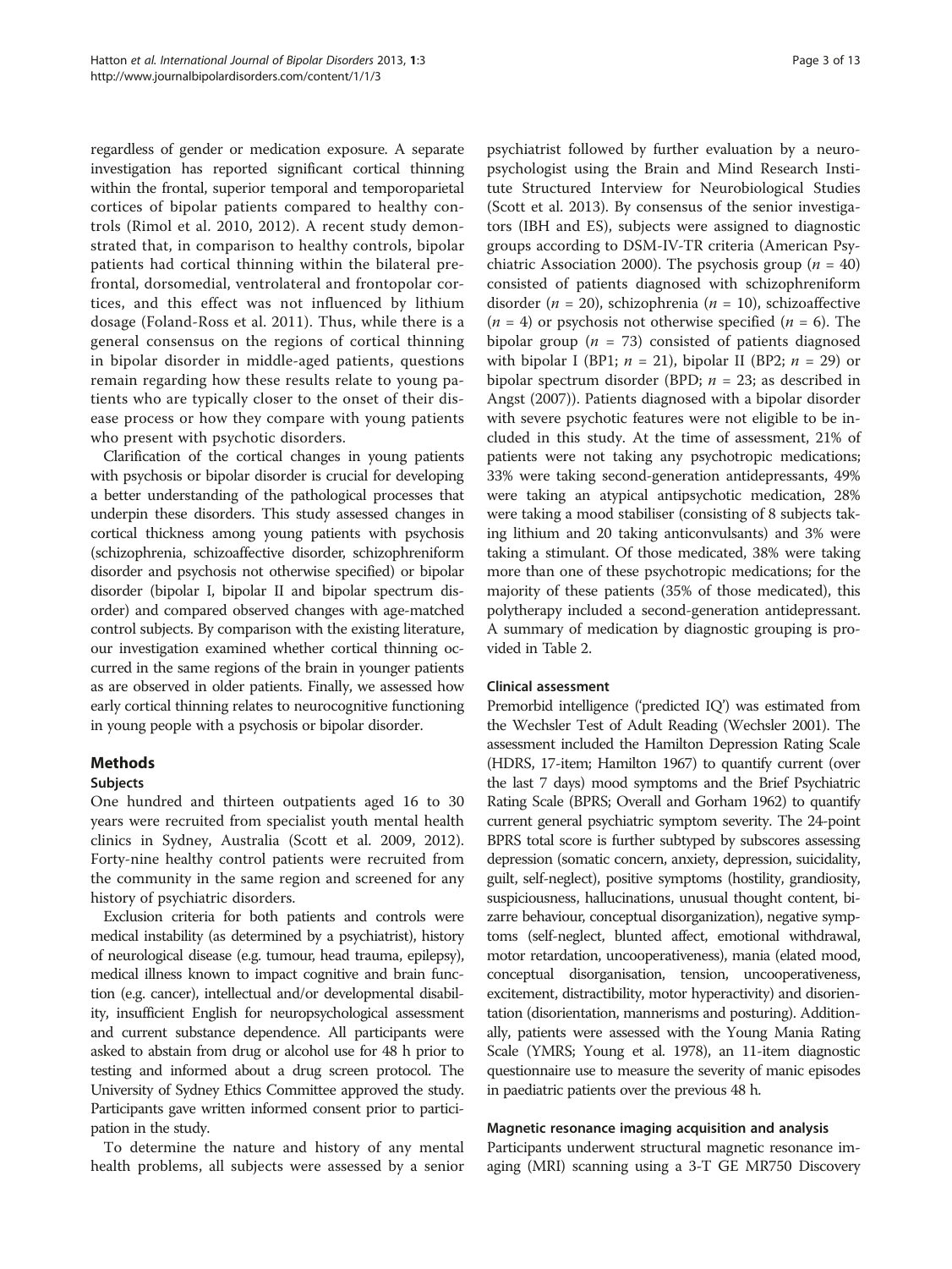regardless of gender or medication exposure. A separate investigation has reported significant cortical thinning within the frontal, superior temporal and temporoparietal cortices of bipolar patients compared to healthy controls (Rimol et al. 2010, 2012). A recent study demonstrated that, in comparison to healthy controls, bipolar patients had cortical thinning within the bilateral prefrontal, dorsomedial, ventrolateral and frontopolar cortices, and this effect was not influenced by lithium dosage (Foland-Ross et al. 2011). Thus, while there is a general consensus on the regions of cortical thinning in bipolar disorder in middle-aged patients, questions remain regarding how these results relate to young patients who are typically closer to the onset of their disease process or how they compare with young patients who present with psychotic disorders.

Clarification of the cortical changes in young patients with psychosis or bipolar disorder is crucial for developing a better understanding of the pathological processes that underpin these disorders. This study assessed changes in cortical thickness among young patients with psychosis (schizophrenia, schizoaffective disorder, schizophreniform disorder and psychosis not otherwise specified) or bipolar disorder (bipolar I, bipolar II and bipolar spectrum disorder) and compared observed changes with age-matched control subjects. By comparison with the existing literature, our investigation examined whether cortical thinning occurred in the same regions of the brain in younger patients as are observed in older patients. Finally, we assessed how early cortical thinning relates to neurocognitive functioning in young people with a psychosis or bipolar disorder.

## Methods

### Subjects

One hundred and thirteen outpatients aged 16 to 30 years were recruited from specialist youth mental health clinics in Sydney, Australia (Scott et al. 2009, 2012). Forty-nine healthy control patients were recruited from the community in the same region and screened for any history of psychiatric disorders.

Exclusion criteria for both patients and controls were medical instability (as determined by a psychiatrist), history of neurological disease (e.g. tumour, head trauma, epilepsy), medical illness known to impact cognitive and brain function (e.g. cancer), intellectual and/or developmental disability, insufficient English for neuropsychological assessment and current substance dependence. All participants were asked to abstain from drug or alcohol use for 48 h prior to testing and informed about a drug screen protocol. The University of Sydney Ethics Committee approved the study. Participants gave written informed consent prior to participation in the study.

To determine the nature and history of any mental health problems, all subjects were assessed by a senior psychiatrist followed by further evaluation by a neuropsychologist using the Brain and Mind Research Institute Structured Interview for Neurobiological Studies (Scott et al. 2013). By consensus of the senior investigators (IBH and ES), subjects were assigned to diagnostic groups according to DSM-IV-TR criteria (American Psychiatric Association 2000). The psychosis group ($n$ = 40) consisted of patients diagnosed with schizophreniform disorder ($n$ = 20), schizophrenia ($n$ = 10), schizoaffective ($n$ = 4) or psychosis not otherwise specified ($n$ = 6). The bipolar group ($n$ = 73) consisted of patients diagnosed with bipolar I (BP1; $n$ = 21), bipolar II (BP2; $n$ = 29) or bipolar spectrum disorder (BPD; $n$ = 23; as described in Angst (2007)). Patients diagnosed with a bipolar disorder with severe psychotic features were not eligible to be included in this study. At the time of assessment, 21% of patients were not taking any psychotropic medications; 33% were taking second-generation antidepressants, 49% were taking an atypical antipsychotic medication, 28% were taking a mood stabiliser (consisting of 8 subjects taking lithium and 20 taking anticonvulsants) and 3% were taking a stimulant. Of those medicated, 38% were taking more than one of these psychotropic medications; for the majority of these patients (35% of those medicated), this polytherapy included a second-generation antidepressant. A summary of medication by diagnostic grouping is provided in Table 2.

### Clinical assessment

Premorbid intelligence ('predicted IQ') was estimated from the Wechsler Test of Adult Reading (Wechsler 2001). The assessment included the Hamilton Depression Rating Scale (HDRS, 17-item; Hamilton 1967) to quantify current (over the last 7 days) mood symptoms and the Brief Psychiatric Rating Scale (BPRS; Overall and Gorham 1962) to quantify current general psychiatric symptom severity. The 24-point BPRS total score is further subtyped by subscores assessing depression (somatic concern, anxiety, depression, suicidality, guilt, self-neglect), positive symptoms (hostility, grandiosity, suspiciousness, hallucinations, unusual thought content, bizarre behaviour, conceptual disorganization), negative symptoms (self-neglect, blunted affect, emotional withdrawal, motor retardation, uncooperativeness), mania (elated mood, conceptual disorganisation, tension, uncooperativeness, excitement, distractibility, motor hyperactivity) and disorientation (disorientation, mannerisms and posturing). Additionally, patients were assessed with the Young Mania Rating Scale (YMRS; Young et al. 1978), an 11-item diagnostic questionnaire use to measure the severity of manic episodes in paediatric patients over the previous 48 h.

### Magnetic resonance imaging acquisition and analysis

Participants underwent structural magnetic resonance imaging (MRI) scanning using a 3-T GE MR750 Discovery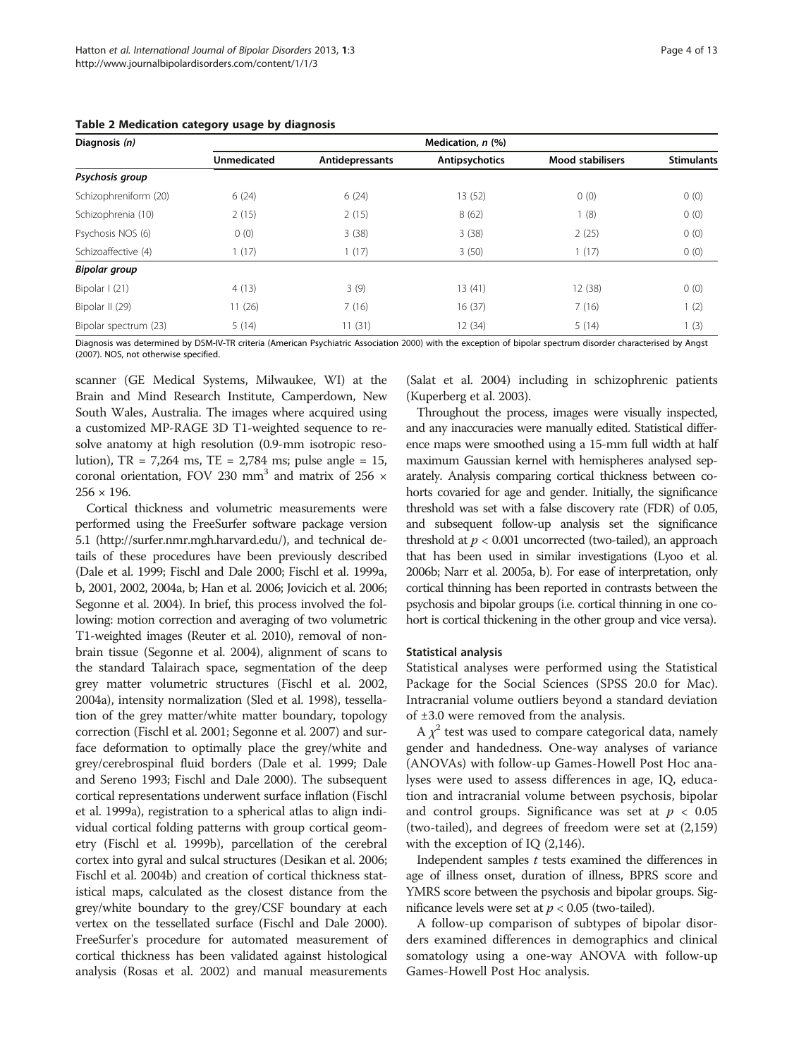**Table 2 Medication category usage by diagnosis**

| Diagnosis (n) | Medication, n (%) | | | | |
|---|---|---|---|---|---|
| | Unmedicated | Antidepressants | Antipsychotics | Mood stabilisers | Stimulants |
| ***Psychosis group*** | | | | | |
| Schizophreniform (20) | 6 (24) | 6 (24) | 13 (52) | 0 (0) | 0 (0) |
| Schizophrenia (10) | 2 (15) | 2 (15) | 8 (62) | 1 (8) | 0 (0) |
| Psychosis NOS (6) | 0 (0) | 3 (38) | 3 (38) | 2 (25) | 0 (0) |
| Schizoaffective (4) | 1 (17) | 1 (17) | 3 (50) | 1 (17) | 0 (0) |
| ***Bipolar group*** | | | | | |
| Bipolar I (21) | 4 (13) | 3 (9) | 13 (41) | 12 (38) | 0 (0) |
| Bipolar II (29) | 11 (26) | 7 (16) | 16 (37) | 7 (16) | 1 (2) |
| Bipolar spectrum (23) | 5 (14) | 11 (31) | 12 (34) | 5 (14) | 1 (3) |

Diagnosis was determined by DSM-IV-TR criteria (American Psychiatric Association 2000) with the exception of bipolar spectrum disorder characterised by Angst (2007). NOS, not otherwise specified.

scanner (GE Medical Systems, Milwaukee, WI) at the Brain and Mind Research Institute, Camperdown, New South Wales, Australia. The images where acquired using a customized MP-RAGE 3D T1-weighted sequence to resolve anatomy at high resolution (0.9-mm isotropic resolution), TR = 7,264 ms, TE = 2,784 ms; pulse angle = 15, coronal orientation, FOV 230 mm$^3$ and matrix of 256 × 256 × 196.

Cortical thickness and volumetric measurements were performed using the FreeSurfer software package version 5.1 (http://surfer.nmr.mgh.harvard.edu/), and technical details of these procedures have been previously described (Dale et al. 1999; Fischl and Dale 2000; Fischl et al. 1999a, b, 2001, 2002, 2004a, b; Han et al. 2006; Jovicich et al. 2006; Segonne et al. 2004). In brief, this process involved the following: motion correction and averaging of two volumetric T1-weighted images (Reuter et al. 2010), removal of non-brain tissue (Segonne et al. 2004), alignment of scans to the standard Talairach space, segmentation of the deep grey matter volumetric structures (Fischl et al. 2002, 2004a), intensity normalization (Sled et al. 1998), tessellation of the grey matter/white matter boundary, topology correction (Fischl et al. 2001; Segonne et al. 2007) and surface deformation to optimally place the grey/white and grey/cerebrospinal fluid borders (Dale et al. 1999; Dale and Sereno 1993; Fischl and Dale 2000). The subsequent cortical representations underwent surface inflation (Fischl et al. 1999a), registration to a spherical atlas to align individual cortical folding patterns with group cortical geometry (Fischl et al. 1999b), parcellation of the cerebral cortex into gyral and sulcal structures (Desikan et al. 2006; Fischl et al. 2004b) and creation of cortical thickness statistical maps, calculated as the closest distance from the grey/white boundary to the grey/CSF boundary at each vertex on the tessellated surface (Fischl and Dale 2000). FreeSurfer's procedure for automated measurement of cortical thickness has been validated against histological analysis (Rosas et al. 2002) and manual measurements (Salat et al. 2004) including in schizophrenic patients (Kuperberg et al. 2003).

Throughout the process, images were visually inspected, and any inaccuracies were manually edited. Statistical difference maps were smoothed using a 15-mm full width at half maximum Gaussian kernel with hemispheres analysed separately. Analysis comparing cortical thickness between cohorts covaried for age and gender. Initially, the significance threshold was set with a false discovery rate (FDR) of 0.05, and subsequent follow-up analysis set the significance threshold at $p < 0.001$ uncorrected (two-tailed), an approach that has been used in similar investigations (Lyoo et al. 2006b; Narr et al. 2005a, b). For ease of interpretation, only cortical thinning has been reported in contrasts between the psychosis and bipolar groups (i.e. cortical thinning in one cohort is cortical thickening in the other group and vice versa).

#### Statistical analysis

Statistical analyses were performed using the Statistical Package for the Social Sciences (SPSS 20.0 for Mac). Intracranial volume outliers beyond a standard deviation of ±3.0 were removed from the analysis.

A $\chi^2$ test was used to compare categorical data, namely gender and handedness. One-way analyses of variance (ANOVAs) with follow-up Games-Howell Post Hoc analyses were used to assess differences in age, IQ, education and intracranial volume between psychosis, bipolar and control groups. Significance was set at $p < 0.05$ (two-tailed), and degrees of freedom were set at (2,159) with the exception of IQ (2,146).

Independent samples $t$ tests examined the differences in age of illness onset, duration of illness, BPRS score and YMRS score between the psychosis and bipolar groups. Significance levels were set at $p < 0.05$ (two-tailed).

A follow-up comparison of subtypes of bipolar disorders examined differences in demographics and clinical somatology using a one-way ANOVA with follow-up Games-Howell Post Hoc analysis.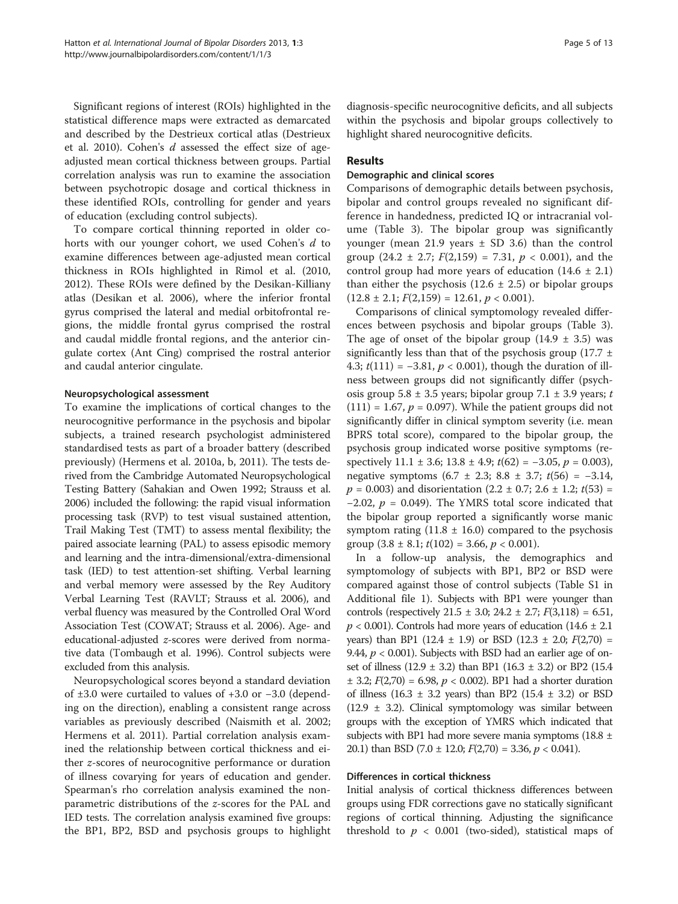Significant regions of interest (ROIs) highlighted in the statistical difference maps were extracted as demarcated and described by the Destrieux cortical atlas (Destrieux et al. 2010). Cohen's *d* assessed the effect size of age-adjusted mean cortical thickness between groups. Partial correlation analysis was run to examine the association between psychotropic dosage and cortical thickness in these identified ROIs, controlling for gender and years of education (excluding control subjects).

To compare cortical thinning reported in older cohorts with our younger cohort, we used Cohen's *d* to examine differences between age-adjusted mean cortical thickness in ROIs highlighted in Rimol et al. (2010, 2012). These ROIs were defined by the Desikan-Killiany atlas (Desikan et al. 2006), where the inferior frontal gyrus comprised the lateral and medial orbitofrontal regions, the middle frontal gyrus comprised the rostral and caudal middle frontal regions, and the anterior cingulate cortex (Ant Cing) comprised the rostral anterior and caudal anterior cingulate.

### Neuropsychological assessment

To examine the implications of cortical changes to the neurocognitive performance in the psychosis and bipolar subjects, a trained research psychologist administered standardised tests as part of a broader battery (described previously) (Hermens et al. 2010a, b, 2011). The tests derived from the Cambridge Automated Neuropsychological Testing Battery (Sahakian and Owen 1992; Strauss et al. 2006) included the following: the rapid visual information processing task (RVP) to test visual sustained attention, Trail Making Test (TMT) to assess mental flexibility; the paired associate learning (PAL) to assess episodic memory and learning and the intra-dimensional/extra-dimensional task (IED) to test attention-set shifting. Verbal learning and verbal memory were assessed by the Rey Auditory Verbal Learning Test (RAVLT; Strauss et al. 2006), and verbal fluency was measured by the Controlled Oral Word Association Test (COWAT; Strauss et al. 2006). Age- and educational-adjusted *z*-scores were derived from normative data (Tombaugh et al. 1996). Control subjects were excluded from this analysis.

Neuropsychological scores beyond a standard deviation of ±3.0 were curtailed to values of +3.0 or −3.0 (depending on the direction), enabling a consistent range across variables as previously described (Naismith et al. 2002; Hermens et al. 2011). Partial correlation analysis examined the relationship between cortical thickness and either *z*-scores of neurocognitive performance or duration of illness covarying for years of education and gender. Spearman's rho correlation analysis examined the non-parametric distributions of the *z*-scores for the PAL and IED tests. The correlation analysis examined five groups: the BP1, BP2, BSD and psychosis groups to highlight diagnosis-specific neurocognitive deficits, and all subjects within the psychosis and bipolar groups collectively to highlight shared neurocognitive deficits.

## Results

### Demographic and clinical scores

Comparisons of demographic details between psychosis, bipolar and control groups revealed no significant difference in handedness, predicted IQ or intracranial volume (Table 3). The bipolar group was significantly younger (mean 21.9 years ± SD 3.6) than the control group (24.2 ± 2.7; $F(2,159) = 7.31$, $p < 0.001$), and the control group had more years of education (14.6 ± 2.1) than either the psychosis (12.6 ± 2.5) or bipolar groups (12.8 ± 2.1; $F(2,159) = 12.61$, $p < 0.001$).

Comparisons of clinical symptomology revealed differences between psychosis and bipolar groups (Table 3). The age of onset of the bipolar group (14.9 ± 3.5) was significantly less than that of the psychosis group (17.7 ± 4.3; $t(111) = -3.81$, $p < 0.001$), though the duration of illness between groups did not significantly differ (psychosis group 5.8 ± 3.5 years; bipolar group 7.1 ± 3.9 years; $t(111) = 1.67$, $p = 0.097$). While the patient groups did not significantly differ in clinical symptom severity (i.e. mean BPRS total score), compared to the bipolar group, the psychosis group indicated worse positive symptoms (respectively 11.1 ± 3.6; 13.8 ± 4.9; $t(62) = -3.05$, $p = 0.003$), negative symptoms (6.7 ± 2.3; 8.8 ± 3.7; $t(56) = -3.14$, $p = 0.003$) and disorientation (2.2 ± 0.7; 2.6 ± 1.2; $t(53) = -2.02$, $p = 0.049$). The YMRS total score indicated that the bipolar group reported a significantly worse manic symptom rating (11.8 ± 16.0) compared to the psychosis group (3.8 ± 8.1; $t(102) = 3.66$, $p < 0.001$).

In a follow-up analysis, the demographics and symptomology of subjects with BP1, BP2 or BSD were compared against those of control subjects (Table S1 in Additional file 1). Subjects with BP1 were younger than controls (respectively 21.5 ± 3.0; 24.2 ± 2.7; $F(3,118) = 6.51$, $p < 0.001$). Controls had more years of education (14.6 ± 2.1 years) than BP1 (12.4 ± 1.9) or BSD (12.3 ± 2.0; $F(2,70) = 9.44$, $p < 0.001$). Subjects with BSD had an earlier age of onset of illness (12.9 ± 3.2) than BP1 (16.3 ± 3.2) or BP2 (15.4 ± 3.2; $F(2,70) = 6.98$, $p < 0.002$). BP1 had a shorter duration of illness (16.3 ± 3.2 years) than BP2 (15.4 ± 3.2) or BSD (12.9 ± 3.2). Clinical symptomology was similar between groups with the exception of YMRS which indicated that subjects with BP1 had more severe mania symptoms (18.8 ± 20.1) than BSD (7.0 ± 12.0; $F(2,70) = 3.36$, $p < 0.041$).

### Differences in cortical thickness

Initial analysis of cortical thickness differences between groups using FDR corrections gave no statically significant regions of cortical thinning. Adjusting the significance threshold to $p < 0.001$ (two-sided), statistical maps of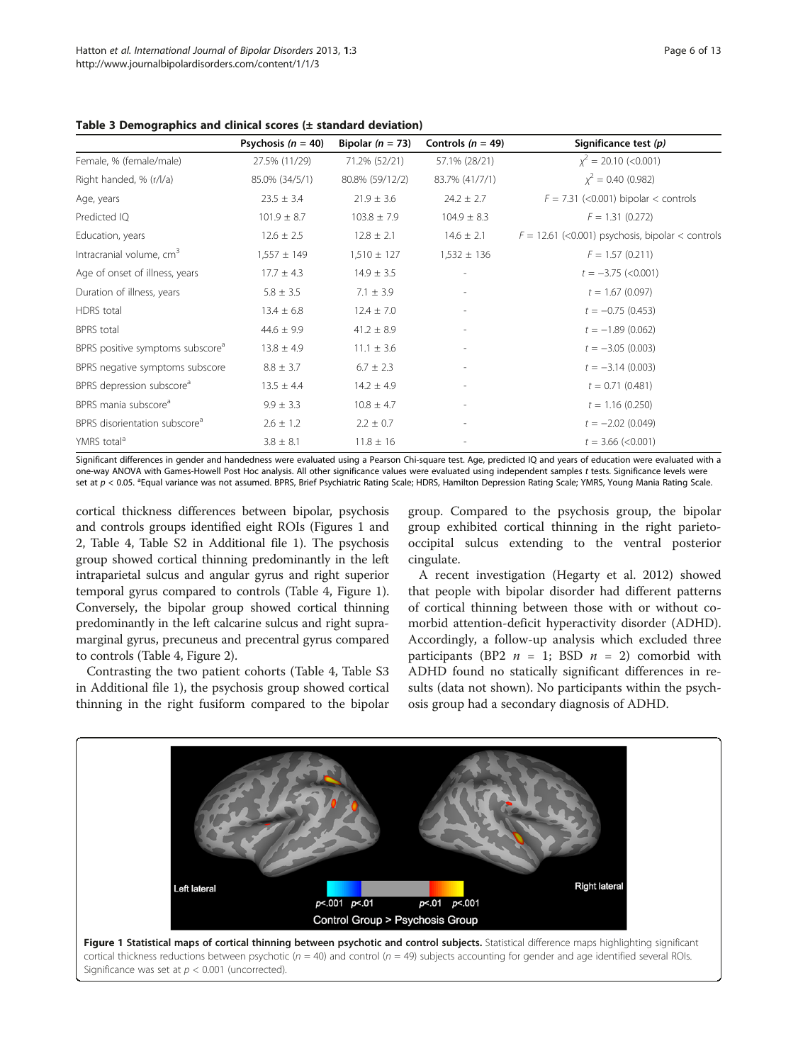**Table 3 Demographics and clinical scores (± standard deviation)**

| | Psychosis ($n$ = 40) | Bipolar ($n$ = 73) | Controls ($n$ = 49) | Significance test ($p$) |
|---|---|---|---|---|
| Female, % (female/male) | 27.5% (11/29) | 71.2% (52/21) | 57.1% (28/21) | $\chi^2$ = 20.10 (<0.001) |
| Right handed, % (r/l/a) | 85.0% (34/5/1) | 80.8% (59/12/2) | 83.7% (41/7/1) | $\chi^2$ = 0.40 (0.982) |
| Age, years | 23.5 ± 3.4 | 21.9 ± 3.6 | 24.2 ± 2.7 | $F$ = 7.31 (<0.001) bipolar < controls |
| Predicted IQ | 101.9 ± 8.7 | 103.8 ± 7.9 | 104.9 ± 8.3 | $F$ = 1.31 (0.272) |
| Education, years | 12.6 ± 2.5 | 12.8 ± 2.1 | 14.6 ± 2.1 | $F$ = 12.61 (<0.001) psychosis, bipolar < controls |
| Intracranial volume, cm[3] | 1,557 ± 149 | 1,510 ± 127 | 1,532 ± 136 | $F$ = 1.57 (0.211) |
| Age of onset of illness, years | 17.7 ± 4.3 | 14.9 ± 3.5 | - | $t$ = −3.75 (<0.001) |
| Duration of illness, years | 5.8 ± 3.5 | 7.1 ± 3.9 | - | $t$ = 1.67 (0.097) |
| HDRS total | 13.4 ± 6.8 | 12.4 ± 7.0 | - | $t$ = −0.75 (0.453) |
| BPRS total | 44.6 ± 9.9 | 41.2 ± 8.9 | - | $t$ = −1.89 (0.062) |
| BPRS positive symptoms subscore[a] | 13.8 ± 4.9 | 11.1 ± 3.6 | - | $t$ = −3.05 (0.003) |
| BPRS negative symptoms subscore | 8.8 ± 3.7 | 6.7 ± 2.3 | - | $t$ = −3.14 (0.003) |
| BPRS depression subscore[a] | 13.5 ± 4.4 | 14.2 ± 4.9 | - | $t$ = 0.71 (0.481) |
| BPRS mania subscore[a] | 9.9 ± 3.3 | 10.8 ± 4.7 | - | $t$ = 1.16 (0.250) |
| BPRS disorientation subscore[a] | 2.6 ± 1.2 | 2.2 ± 0.7 | - | $t$ = −2.02 (0.049) |
| YMRS total[a] | 3.8 ± 8.1 | 11.8 ± 16 | - | $t$ = 3.66 (<0.001) |

Significant differences in gender and handedness were evaluated using a Pearson Chi-square test. Age, predicted IQ and years of education were evaluated with a one-way ANOVA with Games-Howell Post Hoc analysis. All other significance values were evaluated using independent samples t tests. Significance levels were set at $p$ < 0.05. [a]Equal variance was not assumed. BPRS, Brief Psychiatric Rating Scale; HDRS, Hamilton Depression Rating Scale; YMRS, Young Mania Rating Scale.

cortical thickness differences between bipolar, psychosis and controls groups identified eight ROIs (Figures 1 and 2, Table 4, Table S2 in Additional file 1). The psychosis group showed cortical thinning predominantly in the left intraparietal sulcus and angular gyrus and right superior temporal gyrus compared to controls (Table 4, Figure 1). Conversely, the bipolar group showed cortical thinning predominantly in the left calcarine sulcus and right supramarginal gyrus, precuneus and precentral gyrus compared to controls (Table 4, Figure 2).

Contrasting the two patient cohorts (Table 4, Table S3 in Additional file 1), the psychosis group showed cortical thinning in the right fusiform compared to the bipolar group. Compared to the psychosis group, the bipolar group exhibited cortical thinning in the right parieto-occipital sulcus extending to the ventral posterior cingulate.

A recent investigation (Hegarty et al. 2012) showed that people with bipolar disorder had different patterns of cortical thinning between those with or without co-morbid attention-deficit hyperactivity disorder (ADHD). Accordingly, a follow-up analysis which excluded three participants (BP2 $n$ = 1; BSD $n$ = 2) comorbid with ADHD found no statically significant differences in results (data not shown). No participants within the psychosis group had a secondary diagnosis of ADHD.

**Figure 1 Statistical maps of cortical thinning between psychotic and control subjects.** Statistical difference maps highlighting significant cortical thickness reductions between psychotic ($n$ = 40) and control ($n$ = 49) subjects accounting for gender and age identified several ROIs. Significance was set at $p$ < 0.001 (uncorrected).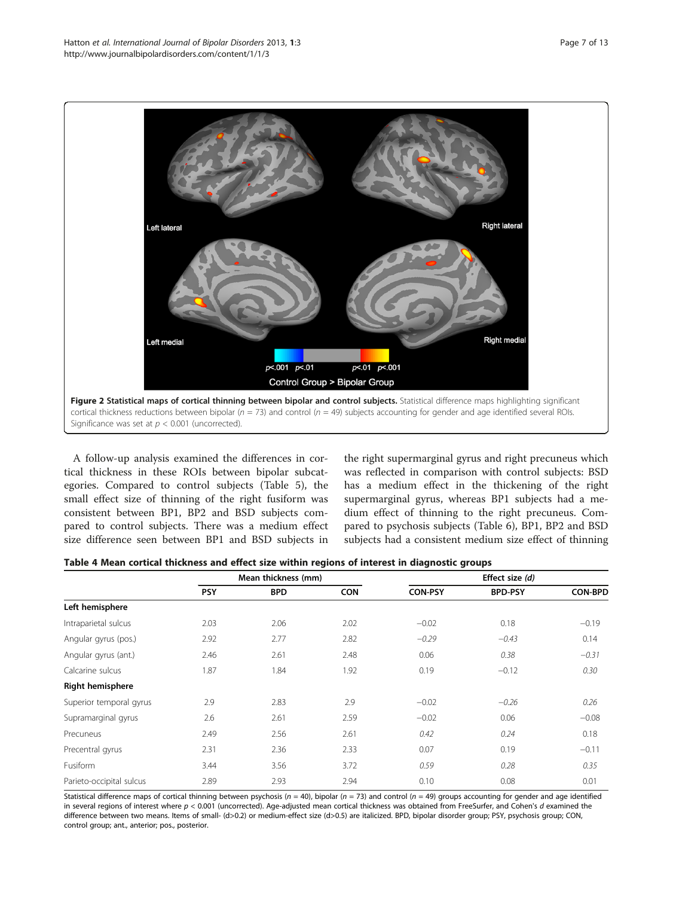**Figure 2 Statistical maps of cortical thinning between bipolar and control subjects.** Statistical difference maps highlighting significant cortical thickness reductions between bipolar ($n$ = 73) and control ($n$ = 49) subjects accounting for gender and age identified several ROIs. Significance was set at $p$ < 0.001 (uncorrected).

A follow-up analysis examined the differences in cortical thickness in these ROIs between bipolar subcategories. Compared to control subjects (Table 5), the small effect size of thinning of the right fusiform was consistent between BP1, BP2 and BSD subjects compared to control subjects. There was a medium effect size difference seen between BP1 and BSD subjects in the right supermarginal gyrus and right precuneus which was reflected in comparison with control subjects: BSD has a medium effect in the thickening of the right supermarginal gyrus, whereas BP1 subjects had a medium effect of thinning to the right precuneus. Compared to psychosis subjects (Table 6), BP1, BP2 and BSD subjects had a consistent medium size effect of thinning

**Table 4 Mean cortical thickness and effect size within regions of interest in diagnostic groups**

| | Mean thickness (mm) | | | Effect size *(d)* | | |
|---|---|---|---|---|---|---|
| | PSY | BPD | CON | CON-PSY | BPD-PSY | CON-BPD |
| **Left hemisphere** | | | | | | |
| Intraparietal sulcus | 2.03 | 2.06 | 2.02 | −0.02 | 0.18 | −0.19 |
| Angular gyrus (pos.) | 2.92 | 2.77 | 2.82 | *−0.29* | *−0.43* | 0.14 |
| Angular gyrus (ant.) | 2.46 | 2.61 | 2.48 | 0.06 | *0.38* | *−0.31* |
| Calcarine sulcus | 1.87 | 1.84 | 1.92 | 0.19 | −0.12 | *0.30* |
| **Right hemisphere** | | | | | | |
| Superior temporal gyrus | 2.9 | 2.83 | 2.9 | −0.02 | *−0.26* | *0.26* |
| Supramarginal gyrus | 2.6 | 2.61 | 2.59 | −0.02 | 0.06 | −0.08 |
| Precuneus | 2.49 | 2.56 | 2.61 | *0.42* | *0.24* | 0.18 |
| Precentral gyrus | 2.31 | 2.36 | 2.33 | 0.07 | 0.19 | −0.11 |
| Fusiform | 3.44 | 3.56 | 3.72 | *0.59* | *0.28* | *0.35* |
| Parieto-occipital sulcus | 2.89 | 2.93 | 2.94 | 0.10 | 0.08 | 0.01 |

Statistical difference maps of cortical thinning between psychosis ($n$ = 40), bipolar ($n$ = 73) and control ($n$ = 49) groups accounting for gender and age identified in several regions of interest where $p$ < 0.001 (uncorrected). Age-adjusted mean cortical thickness was obtained from FreeSurfer, and Cohen's $d$ examined the difference between two means. Items of small- (d>0.2) or medium-effect size (d>0.5) are italicized. BPD, bipolar disorder group; PSY, psychosis group; CON, control group; ant., anterior; pos., posterior.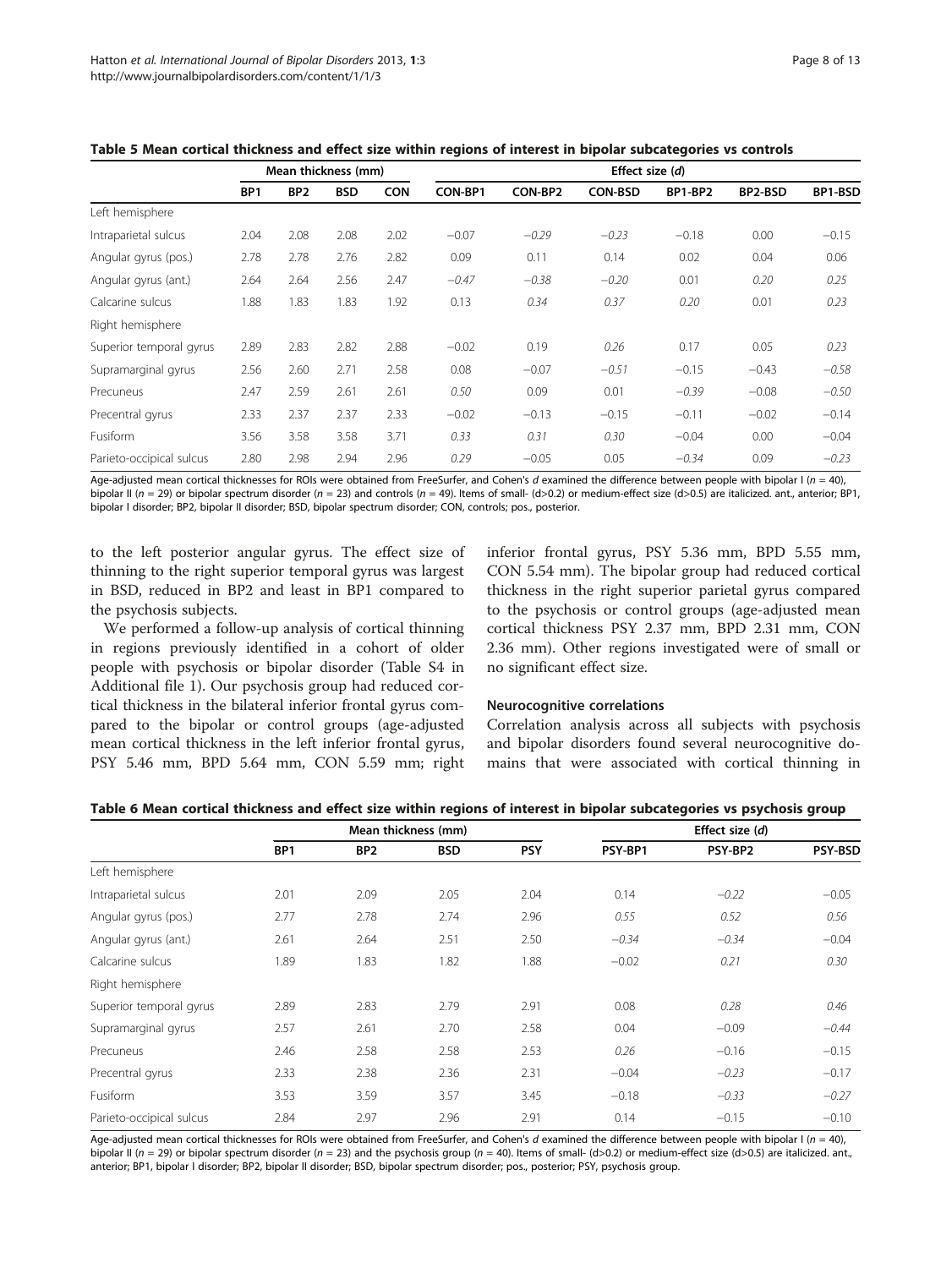**Table 5 Mean cortical thickness and effect size within regions of interest in bipolar subcategories vs controls**

| | Mean thickness (mm) | | | | Effect size (*d*) | | | | | |
|---|---|---|---|---|---|---|---|---|---|---|
| | BP1 | BP2 | BSD | CON | CON-BP1 | CON-BP2 | CON-BSD | BP1-BP2 | BP2-BSD | BP1-BSD |
| Left hemisphere | | | | | | | | | | |
| Intraparietal sulcus | 2.04 | 2.08 | 2.08 | 2.02 | −0.07 | *−0.29* | *−0.23* | −0.18 | 0.00 | −0.15 |
| Angular gyrus (pos.) | 2.78 | 2.78 | 2.76 | 2.82 | 0.09 | 0.11 | 0.14 | 0.02 | 0.04 | 0.06 |
| Angular gyrus (ant.) | 2.64 | 2.64 | 2.56 | 2.47 | *−0.47* | *−0.38* | *−0.20* | 0.01 | *0.20* | *0.25* |
| Calcarine sulcus | 1.88 | 1.83 | 1.83 | 1.92 | 0.13 | *0.34* | *0.37* | *0.20* | 0.01 | *0.23* |
| Right hemisphere | | | | | | | | | | |
| Superior temporal gyrus | 2.89 | 2.83 | 2.82 | 2.88 | −0.02 | 0.19 | *0.26* | 0.17 | 0.05 | *0.23* |
| Supramarginal gyrus | 2.56 | 2.60 | 2.71 | 2.58 | 0.08 | −0.07 | *−0.51* | −0.15 | *−0.43* | *−0.58* |
| Precuneus | 2.47 | 2.59 | 2.61 | 2.61 | *0.50* | 0.09 | 0.01 | *−0.39* | −0.08 | *−0.50* |
| Precentral gyrus | 2.33 | 2.37 | 2.37 | 2.33 | −0.02 | −0.13 | −0.15 | −0.11 | −0.02 | −0.14 |
| Fusiform | 3.56 | 3.58 | 3.58 | 3.71 | *0.33* | *0.31* | *0.30* | −0.04 | 0.00 | −0.04 |
| Parieto-occipital sulcus | 2.80 | 2.98 | 2.94 | 2.96 | *0.29* | −0.05 | 0.05 | *−0.34* | 0.09 | *−0.23* |

Age-adjusted mean cortical thicknesses for ROIs were obtained from FreeSurfer, and Cohen's *d* examined the difference between people with bipolar I (*n* = 40), bipolar II (*n* = 29) or bipolar spectrum disorder (*n* = 23) and controls (*n* = 49). Items of small- (d>0.2) or medium-effect size (d>0.5) are italicized. ant., anterior; BP1, bipolar I disorder; BP2, bipolar II disorder; BSD, bipolar spectrum disorder; CON, controls; pos., posterior.

to the left posterior angular gyrus. The effect size of thinning to the right superior temporal gyrus was largest in BSD, reduced in BP2 and least in BP1 compared to the psychosis subjects.

We performed a follow-up analysis of cortical thinning in regions previously identified in a cohort of older people with psychosis or bipolar disorder (Table S4 in Additional file 1). Our psychosis group had reduced cortical thickness in the bilateral inferior frontal gyrus compared to the bipolar or control groups (age-adjusted mean cortical thickness in the left inferior frontal gyrus, PSY 5.46 mm, BPD 5.64 mm, CON 5.59 mm; right inferior frontal gyrus, PSY 5.36 mm, BPD 5.55 mm, CON 5.54 mm). The bipolar group had reduced cortical thickness in the right superior parietal gyrus compared to the psychosis or control groups (age-adjusted mean cortical thickness PSY 2.37 mm, BPD 2.31 mm, CON 2.36 mm). Other regions investigated were of small or no significant effect size.

#### Neurocognitive correlations

Correlation analysis across all subjects with psychosis and bipolar disorders found several neurocognitive domains that were associated with cortical thinning in

**Table 6 Mean cortical thickness and effect size within regions of interest in bipolar subcategories vs psychosis group**

| | Mean thickness (mm) | | | | Effect size (*d*) | | |
|---|---|---|---|---|---|---|---|
| | BP1 | BP2 | BSD | PSY | PSY-BP1 | PSY-BP2 | PSY-BSD |
| Left hemisphere | | | | | | | |
| Intraparietal sulcus | 2.01 | 2.09 | 2.05 | 2.04 | 0.14 | *−0.22* | −0.05 |
| Angular gyrus (pos.) | 2.77 | 2.78 | 2.74 | 2.96 | *0.55* | *0.52* | *0.56* |
| Angular gyrus (ant.) | 2.61 | 2.64 | 2.51 | 2.50 | *−0.34* | *−0.34* | −0.04 |
| Calcarine sulcus | 1.89 | 1.83 | 1.82 | 1.88 | −0.02 | *0.21* | *0.30* |
| Right hemisphere | | | | | | | |
| Superior temporal gyrus | 2.89 | 2.83 | 2.79 | 2.91 | 0.08 | *0.28* | *0.46* |
| Supramarginal gyrus | 2.57 | 2.61 | 2.70 | 2.58 | 0.04 | −0.09 | *−0.44* |
| Precuneus | 2.46 | 2.58 | 2.58 | 2.53 | *0.26* | −0.16 | −0.15 |
| Precentral gyrus | 2.33 | 2.38 | 2.36 | 2.31 | −0.04 | *−0.23* | −0.17 |
| Fusiform | 3.53 | 3.59 | 3.57 | 3.45 | −0.18 | *−0.33* | *−0.27* |
| Parieto-occipital sulcus | 2.84 | 2.97 | 2.96 | 2.91 | 0.14 | −0.15 | −0.10 |

Age-adjusted mean cortical thicknesses for ROIs were obtained from FreeSurfer, and Cohen's *d* examined the difference between people with bipolar I (*n* = 40), bipolar II (*n* = 29) or bipolar spectrum disorder (*n* = 23) and the psychosis group (*n* = 40). Items of small- (d>0.2) or medium-effect size (d>0.5) are italicized. ant., anterior; BP1, bipolar I disorder; BP2, bipolar II disorder; BSD, bipolar spectrum disorder; pos., posterior; PSY, psychosis group.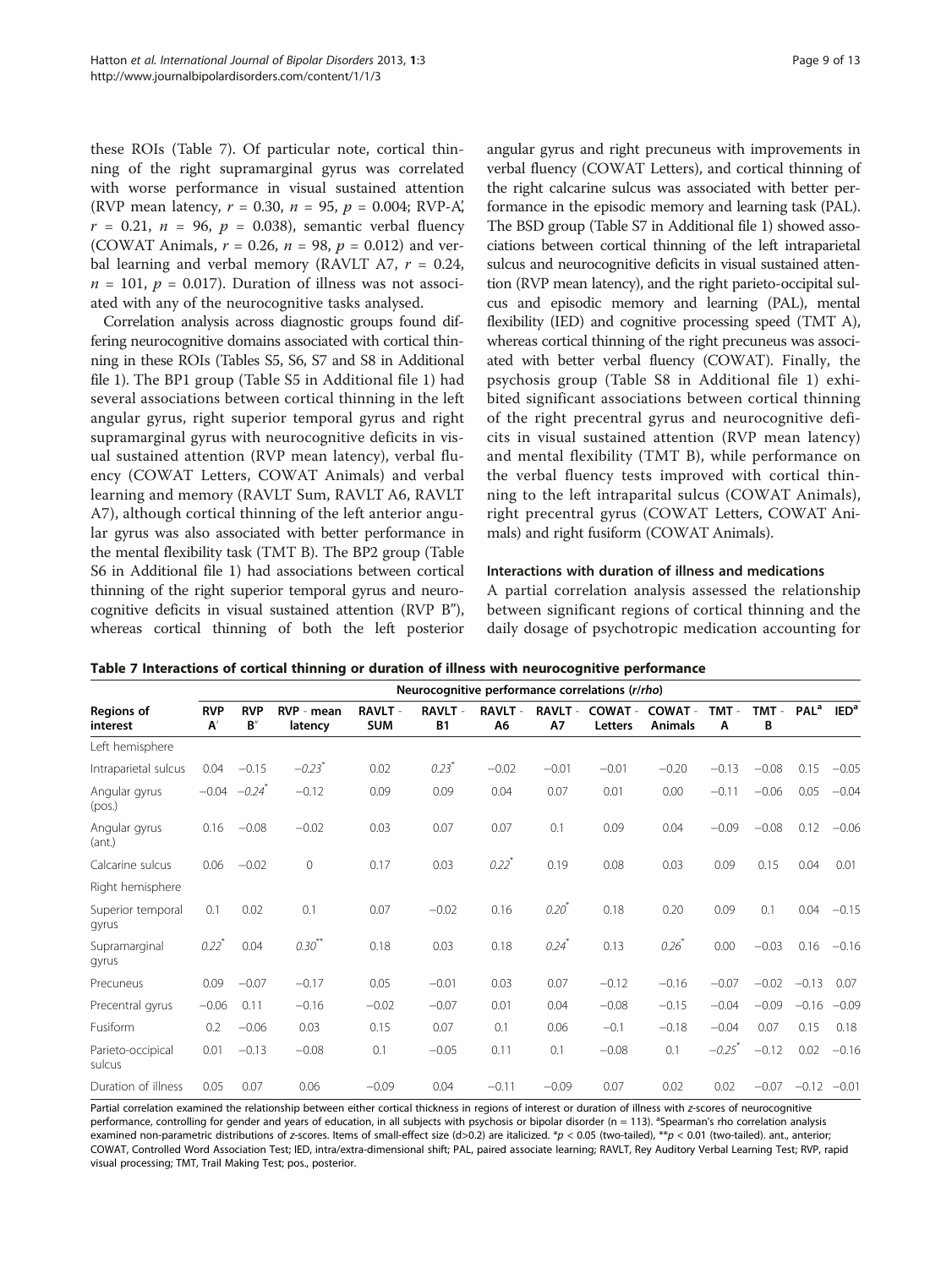these ROIs (Table 7). Of particular note, cortical thinning of the right supramarginal gyrus was correlated with worse performance in visual sustained attention (RVP mean latency, $r = 0.30$, $n = 95$, $p = 0.004$; RVP-A', $r = 0.21$, $n = 96$, $p = 0.038$), semantic verbal fluency (COWAT Animals, $r = 0.26$, $n = 98$, $p = 0.012$) and verbal learning and verbal memory (RAVLT A7, $r = 0.24$, $n = 101$, $p = 0.017$). Duration of illness was not associated with any of the neurocognitive tasks analysed.

Correlation analysis across diagnostic groups found differing neurocognitive domains associated with cortical thinning in these ROIs (Tables S5, S6, S7 and S8 in Additional file 1). The BP1 group (Table S5 in Additional file 1) had several associations between cortical thinning in the left angular gyrus, right superior temporal gyrus and right supramarginal gyrus with neurocognitive deficits in visual sustained attention (RVP mean latency), verbal fluency (COWAT Letters, COWAT Animals) and verbal learning and memory (RAVLT Sum, RAVLT A6, RAVLT A7), although cortical thinning of the left anterior angular gyrus was also associated with better performance in the mental flexibility task (TMT B). The BP2 group (Table S6 in Additional file 1) had associations between cortical thinning of the right superior temporal gyrus and neurocognitive deficits in visual sustained attention (RVP B″), whereas cortical thinning of both the left posterior angular gyrus and right precuneus with improvements in verbal fluency (COWAT Letters), and cortical thinning of the right calcarine sulcus was associated with better performance in the episodic memory and learning task (PAL). The BSD group (Table S7 in Additional file 1) showed associations between cortical thinning of the left intraparietal sulcus and neurocognitive deficits in visual sustained attention (RVP mean latency), and the right parieto-occipital sulcus and episodic memory and learning (PAL), mental flexibility (IED) and cognitive processing speed (TMT A), whereas cortical thinning of the right precuneus was associated with better verbal fluency (COWAT). Finally, the psychosis group (Table S8 in Additional file 1) exhibited significant associations between cortical thinning of the right precentral gyrus and neurocognitive deficits in visual sustained attention (RVP mean latency) and mental flexibility (TMT B), while performance on the verbal fluency tests improved with cortical thinning to the left intraparital sulcus (COWAT Animals), right precentral gyrus (COWAT Letters, COWAT Animals) and right fusiform (COWAT Animals).

### Interactions with duration of illness and medications

A partial correlation analysis assessed the relationship between significant regions of cortical thinning and the daily dosage of psychotropic medication accounting for

**Table 7 Interactions of cortical thinning or duration of illness with neurocognitive performance**

| Regions of interest | Neurocognitive performance correlations (r/rho) | | | | | | | | | | | | |
|---|---|---|---|---|---|---|---|---|---|---|---|---|---|
| | RVP A′ | RVP B″ | RVP - mean latency | RAVLT - SUM | RAVLT - B1 | RAVLT - A6 | RAVLT - A7 | COWAT - Letters | COWAT - Animals | TMT - A | TMT - B | PAL[a] | IED[a] |
| Left hemisphere | | | | | | | | | | | | | |
| Intraparietal sulcus | 0.04 | −0.15 | *−0.23*\* | 0.02 | *0.23*\* | −0.02 | −0.01 | −0.01 | −0.20 | −0.13 | −0.08 | 0.15 | −0.05 |
| Angular gyrus (pos.) | −0.04 | *−0.24*\* | −0.12 | 0.09 | 0.09 | 0.04 | 0.07 | 0.01 | 0.00 | −0.11 | −0.06 | 0.05 | −0.04 |
| Angular gyrus (ant.) | 0.16 | −0.08 | −0.02 | 0.03 | 0.07 | 0.07 | 0.1 | 0.09 | 0.04 | −0.09 | −0.08 | 0.12 | −0.06 |
| Calcarine sulcus | 0.06 | −0.02 | 0 | 0.17 | 0.03 | *0.22*\* | 0.19 | 0.08 | 0.03 | 0.09 | 0.15 | 0.04 | 0.01 |
| Right hemisphere | | | | | | | | | | | | | |
| Superior temporal gyrus | 0.1 | 0.02 | 0.1 | 0.07 | −0.02 | 0.16 | *0.20*\* | 0.18 | 0.20 | 0.09 | 0.1 | 0.04 | −0.15 |
| Supramarginal gyrus | *0.22*\* | 0.04 | *0.30*\*\* | 0.18 | 0.03 | 0.18 | *0.24*\* | 0.13 | *0.26*\* | 0.00 | −0.03 | 0.16 | −0.16 |
| Precuneus | 0.09 | −0.07 | −0.17 | 0.05 | −0.01 | 0.03 | 0.07 | −0.12 | −0.16 | −0.07 | −0.02 | −0.13 | 0.07 |
| Precentral gyrus | −0.06 | 0.11 | −0.16 | −0.02 | −0.07 | 0.01 | 0.04 | −0.08 | −0.15 | −0.04 | −0.09 | −0.16 | −0.09 |
| Fusiform | 0.2 | −0.06 | 0.03 | 0.15 | 0.07 | 0.1 | 0.06 | −0.1 | −0.18 | −0.04 | 0.07 | 0.15 | 0.18 |
| Parieto-occipical sulcus | 0.01 | −0.13 | −0.08 | 0.1 | −0.05 | 0.11 | 0.1 | −0.08 | 0.1 | *−0.25*\* | −0.12 | 0.02 | −0.16 |
| Duration of illness | 0.05 | 0.07 | 0.06 | −0.09 | 0.04 | −0.11 | −0.09 | 0.07 | 0.02 | 0.02 | −0.07 | −0.12 | −0.01 |

Partial correlation examined the relationship between either cortical thickness in regions of interest or duration of illness with z-scores of neurocognitive performance, controlling for gender and years of education, in all subjects with psychosis or bipolar disorder (n = 113). [a]Spearman's rho correlation analysis examined non-parametric distributions of z-scores. Items of small-effect size (d>0.2) are italicized. \*$p < 0.05$ (two-tailed), \*\*$p < 0.01$ (two-tailed). ant., anterior; COWAT, Controlled Word Association Test; IED, intra/extra-dimensional shift; PAL, paired associate learning; RAVLT, Rey Auditory Verbal Learning Test; RVP, rapid visual processing; TMT, Trail Making Test; pos., posterior.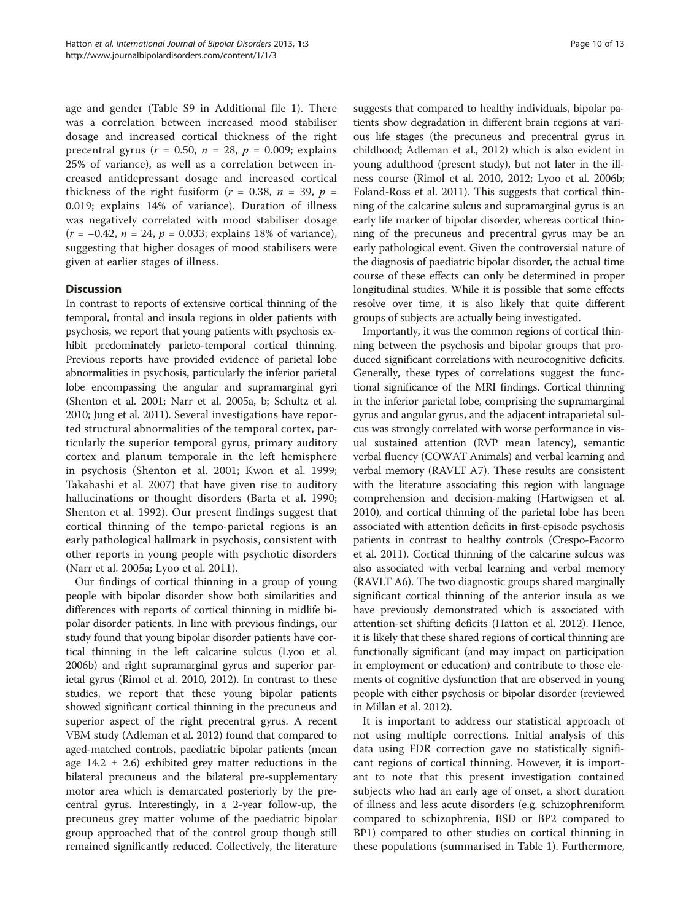age and gender (Table S9 in Additional file 1). There was a correlation between increased mood stabiliser dosage and increased cortical thickness of the right precentral gyrus ($r = 0.50$, $n = 28$, $p = 0.009$; explains 25% of variance), as well as a correlation between increased antidepressant dosage and increased cortical thickness of the right fusiform ($r = 0.38$, $n = 39$, $p = 0.019$; explains 14% of variance). Duration of illness was negatively correlated with mood stabiliser dosage ($r = -0.42$, $n = 24$, $p = 0.033$; explains 18% of variance), suggesting that higher dosages of mood stabilisers were given at earlier stages of illness.

## Discussion

In contrast to reports of extensive cortical thinning of the temporal, frontal and insula regions in older patients with psychosis, we report that young patients with psychosis exhibit predominately parieto-temporal cortical thinning. Previous reports have provided evidence of parietal lobe abnormalities in psychosis, particularly the inferior parietal lobe encompassing the angular and supramarginal gyri (Shenton et al. 2001; Narr et al. 2005a, b; Schultz et al. 2010; Jung et al. 2011). Several investigations have reported structural abnormalities of the temporal cortex, particularly the superior temporal gyrus, primary auditory cortex and planum temporale in the left hemisphere in psychosis (Shenton et al. 2001; Kwon et al. 1999; Takahashi et al. 2007) that have given rise to auditory hallucinations or thought disorders (Barta et al. 1990; Shenton et al. 1992). Our present findings suggest that cortical thinning of the tempo-parietal regions is an early pathological hallmark in psychosis, consistent with other reports in young people with psychotic disorders (Narr et al. 2005a; Lyoo et al. 2011).

Our findings of cortical thinning in a group of young people with bipolar disorder show both similarities and differences with reports of cortical thinning in midlife bipolar disorder patients. In line with previous findings, our study found that young bipolar disorder patients have cortical thinning in the left calcarine sulcus (Lyoo et al. 2006b) and right supramarginal gyrus and superior parietal gyrus (Rimol et al. 2010, 2012). In contrast to these studies, we report that these young bipolar patients showed significant cortical thinning in the precuneus and superior aspect of the right precentral gyrus. A recent VBM study (Adleman et al. 2012) found that compared to aged-matched controls, paediatric bipolar patients (mean age $14.2 \pm 2.6$) exhibited grey matter reductions in the bilateral precuneus and the bilateral pre-supplementary motor area which is demarcated posteriorly by the precentral gyrus. Interestingly, in a 2-year follow-up, the precuneus grey matter volume of the paediatric bipolar group approached that of the control group though still remained significantly reduced. Collectively, the literature suggests that compared to healthy individuals, bipolar patients show degradation in different brain regions at various life stages (the precuneus and precentral gyrus in childhood; Adleman et al., 2012) which is also evident in young adulthood (present study), but not later in the illness course (Rimol et al. 2010, 2012; Lyoo et al. 2006b; Foland-Ross et al. 2011). This suggests that cortical thinning of the calcarine sulcus and supramarginal gyrus is an early life marker of bipolar disorder, whereas cortical thinning of the precuneus and precentral gyrus may be an early pathological event. Given the controversial nature of the diagnosis of paediatric bipolar disorder, the actual time course of these effects can only be determined in proper longitudinal studies. While it is possible that some effects resolve over time, it is also likely that quite different groups of subjects are actually being investigated.

Importantly, it was the common regions of cortical thinning between the psychosis and bipolar groups that produced significant correlations with neurocognitive deficits. Generally, these types of correlations suggest the functional significance of the MRI findings. Cortical thinning in the inferior parietal lobe, comprising the supramarginal gyrus and angular gyrus, and the adjacent intraparietal sulcus was strongly correlated with worse performance in visual sustained attention (RVP mean latency), semantic verbal fluency (COWAT Animals) and verbal learning and verbal memory (RAVLT A7). These results are consistent with the literature associating this region with language comprehension and decision-making (Hartwigsen et al. 2010), and cortical thinning of the parietal lobe has been associated with attention deficits in first-episode psychosis patients in contrast to healthy controls (Crespo-Facorro et al. 2011). Cortical thinning of the calcarine sulcus was also associated with verbal learning and verbal memory (RAVLT A6). The two diagnostic groups shared marginally significant cortical thinning of the anterior insula as we have previously demonstrated which is associated with attention-set shifting deficits (Hatton et al. 2012). Hence, it is likely that these shared regions of cortical thinning are functionally significant (and may impact on participation in employment or education) and contribute to those elements of cognitive dysfunction that are observed in young people with either psychosis or bipolar disorder (reviewed in Millan et al. 2012).

It is important to address our statistical approach of not using multiple corrections. Initial analysis of this data using FDR correction gave no statistically significant regions of cortical thinning. However, it is important to note that this present investigation contained subjects who had an early age of onset, a short duration of illness and less acute disorders (e.g. schizophreniform compared to schizophrenia, BSD or BP2 compared to BP1) compared to other studies on cortical thinning in these populations (summarised in Table 1). Furthermore,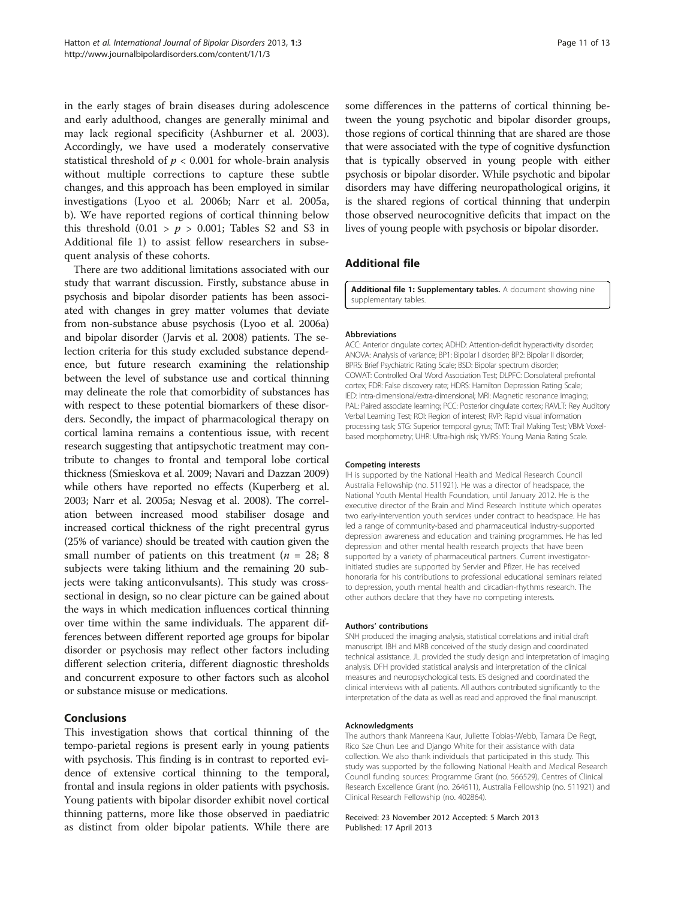in the early stages of brain diseases during adolescence and early adulthood, changes are generally minimal and may lack regional specificity (Ashburner et al. 2003). Accordingly, we have used a moderately conservative statistical threshold of $p < 0.001$ for whole-brain analysis without multiple corrections to capture these subtle changes, and this approach has been employed in similar investigations (Lyoo et al. 2006b; Narr et al. 2005a, b). We have reported regions of cortical thinning below this threshold ($0.01 > p > 0.001$; Tables S2 and S3 in Additional file 1) to assist fellow researchers in subsequent analysis of these cohorts.

There are two additional limitations associated with our study that warrant discussion. Firstly, substance abuse in psychosis and bipolar disorder patients has been associated with changes in grey matter volumes that deviate from non-substance abuse psychosis (Lyoo et al. 2006a) and bipolar disorder (Jarvis et al. 2008) patients. The selection criteria for this study excluded substance dependence, but future research examining the relationship between the level of substance use and cortical thinning may delineate the role that comorbidity of substances has with respect to these potential biomarkers of these disorders. Secondly, the impact of pharmacological therapy on cortical lamina remains a contentious issue, with recent research suggesting that antipsychotic treatment may contribute to changes to frontal and temporal lobe cortical thickness (Smieskova et al. 2009; Navari and Dazzan 2009) while others have reported no effects (Kuperberg et al. 2003; Narr et al. 2005a; Nesvag et al. 2008). The correlation between increased mood stabiliser dosage and increased cortical thickness of the right precentral gyrus (25% of variance) should be treated with caution given the small number of patients on this treatment ($n$ = 28; 8 subjects were taking lithium and the remaining 20 subjects were taking anticonvulsants). This study was cross-sectional in design, so no clear picture can be gained about the ways in which medication influences cortical thinning over time within the same individuals. The apparent differences between different reported age groups for bipolar disorder or psychosis may reflect other factors including different selection criteria, different diagnostic thresholds and concurrent exposure to other factors such as alcohol or substance misuse or medications.

## Conclusions

This investigation shows that cortical thinning of the tempo-parietal regions is present early in young patients with psychosis. This finding is in contrast to reported evidence of extensive cortical thinning to the temporal, frontal and insula regions in older patients with psychosis. Young patients with bipolar disorder exhibit novel cortical thinning patterns, more like those observed in paediatric as distinct from older bipolar patients. While there are some differences in the patterns of cortical thinning between the young psychotic and bipolar disorder groups, those regions of cortical thinning that are shared are those that were associated with the type of cognitive dysfunction that is typically observed in young people with either psychosis or bipolar disorder. While psychotic and bipolar disorders may have differing neuropathological origins, it is the shared regions of cortical thinning that underpin those observed neurocognitive deficits that impact on the lives of young people with psychosis or bipolar disorder.

## Additional file

**Additional file 1: Supplementary tables.** A document showing nine supplementary tables.

#### Abbreviations

ACC: Anterior cingulate cortex; ADHD: Attention-deficit hyperactivity disorder; ANOVA: Analysis of variance; BP1: Bipolar I disorder; BP2: Bipolar II disorder; BPRS: Brief Psychiatric Rating Scale; BSD: Bipolar spectrum disorder; COWAT: Controlled Oral Word Association Test; DLPFC: Dorsolateral prefrontal cortex; FDR: False discovery rate; HDRS: Hamilton Depression Rating Scale; IED: Intra-dimensional/extra-dimensional; MRI: Magnetic resonance imaging; PAL: Paired associate learning; PCC: Posterior cingulate cortex; RAVLT: Rey Auditory Verbal Learning Test; ROI: Region of interest; RVP: Rapid visual information processing task; STG: Superior temporal gyrus; TMT: Trail Making Test; VBM: Voxel-based morphometry; UHR: Ultra-high risk; YMRS: Young Mania Rating Scale.

#### Competing interests

IH is supported by the National Health and Medical Research Council Australia Fellowship (no. 511921). He was a director of headspace, the National Youth Mental Health Foundation, until January 2012. He is the executive director of the Brain and Mind Research Institute which operates two early-intervention youth services under contract to headspace. He has led a range of community-based and pharmaceutical industry-supported depression awareness and education and training programmes. He has led depression and other mental health research projects that have been supported by a variety of pharmaceutical partners. Current investigator-initiated studies are supported by Servier and Pfizer. He has received honoraria for his contributions to professional educational seminars related to depression, youth mental health and circadian-rhythms research. The other authors declare that they have no competing interests.

#### Authors' contributions

SNH produced the imaging analysis, statistical correlations and initial draft manuscript. IBH and MRB conceived of the study design and coordinated technical assistance. JL provided the study design and interpretation of imaging analysis. DFH provided statistical analysis and interpretation of the clinical measures and neuropsychological tests. ES designed and coordinated the clinical interviews with all patients. All authors contributed significantly to the interpretation of the data as well as read and approved the final manuscript.

#### Acknowledgments

The authors thank Manreena Kaur, Juliette Tobias-Webb, Tamara De Regt, Rico Sze Chun Lee and Django White for their assistance with data collection. We also thank individuals that participated in this study. This study was supported by the following National Health and Medical Research Council funding sources: Programme Grant (no. 566529), Centres of Clinical Research Excellence Grant (no. 264611), Australia Fellowship (no. 511921) and Clinical Research Fellowship (no. 402864).

Received: 23 November 2012 Accepted: 5 March 2013
Published: 17 April 2013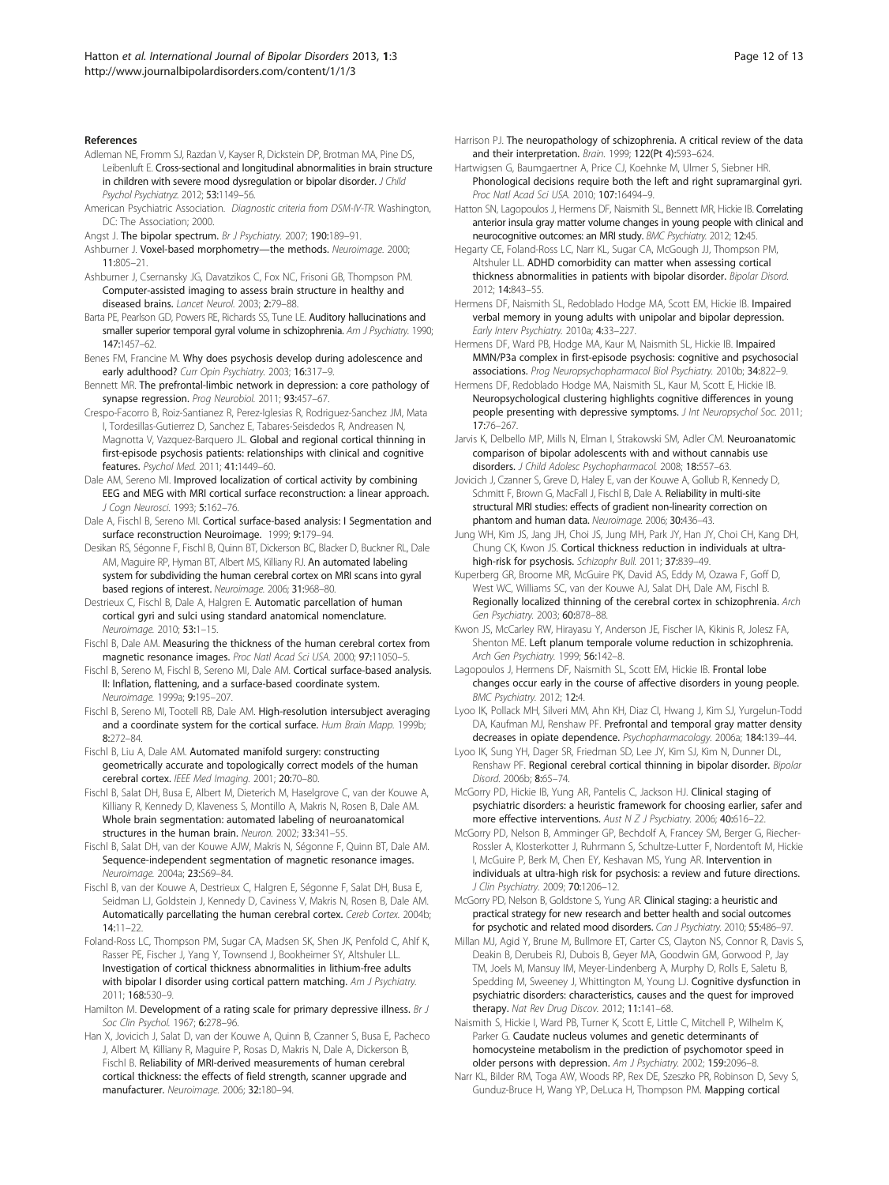## References

Adleman NE, Fromm SJ, Razdan V, Kayser R, Dickstein DP, Brotman MA, Pine DS, Leibenluft E. Cross-sectional and longitudinal abnormalities in brain structure in children with severe mood dysregulation or bipolar disorder. *J Child Psychol Psychiatryz.* 2012; **53:**1149–56.

American Psychiatric Association. *Diagnostic criteria from DSM-IV-TR*. Washington, DC: The Association; 2000.

Angst J. The bipolar spectrum. *Br J Psychiatry.* 2007; **190:**189–91.

Ashburner J. Voxel-based morphometry—the methods. *Neuroimage.* 2000; **11:**805–21.

Ashburner J, Csernansky JG, Davatzikos C, Fox NC, Frisoni GB, Thompson PM. Computer-assisted imaging to assess brain structure in healthy and diseased brains. *Lancet Neurol.* 2003; **2:**79–88.

Barta PE, Pearlson GD, Powers RE, Richards SS, Tune LE. Auditory hallucinations and smaller superior temporal gyral volume in schizophrenia. *Am J Psychiatry.* 1990; **147:**1457–62.

Benes FM, Francine M. Why does psychosis develop during adolescence and early adulthood? *Curr Opin Psychiatry.* 2003; **16:**317–9.

Bennett MR. The prefrontal-limbic network in depression: a core pathology of synapse regression. *Prog Neurobiol.* 2011; **93:**457–67.

Crespo-Facorro B, Roiz-Santianez R, Perez-Iglesias R, Rodriguez-Sanchez JM, Mata I, Tordesillas-Gutierrez D, Sanchez E, Tabares-Seisdedos R, Andreasen N, Magnotta V, Vazquez-Barquero JL. Global and regional cortical thinning in first-episode psychosis patients: relationships with clinical and cognitive features. *Psychol Med.* 2011; **41:**1449–60.

Dale AM, Sereno MI. Improved localization of cortical activity by combining EEG and MEG with MRI cortical surface reconstruction: a linear approach. *J Cogn Neurosci.* 1993; **5:**162–76.

Dale A, Fischl B, Sereno MI. Cortical surface-based analysis: I Segmentation and surface reconstruction Neuroimage. 1999; **9:**179–94.

Desikan RS, Ségonne F, Fischl B, Quinn BT, Dickerson BC, Blacker D, Buckner RL, Dale AM, Maguire RP, Hyman BT, Albert MS, Killiany RJ. An automated labeling system for subdividing the human cerebral cortex on MRI scans into gyral based regions of interest. *Neuroimage.* 2006; **31:**968–80.

Destrieux C, Fischl B, Dale A, Halgren E. Automatic parcellation of human cortical gyri and sulci using standard anatomical nomenclature. *Neuroimage.* 2010; **53:**1–15.

Fischl B, Dale AM. Measuring the thickness of the human cerebral cortex from magnetic resonance images. *Proc Natl Acad Sci USA.* 2000; **97:**11050–5.

Fischl B, Sereno M, Fischl B, Sereno MI, Dale AM. Cortical surface-based analysis. II: Inflation, flattening, and a surface-based coordinate system. *Neuroimage.* 1999a; **9:**195–207.

Fischl B, Sereno MI, Tootell RB, Dale AM. High-resolution intersubject averaging and a coordinate system for the cortical surface. *Hum Brain Mapp.* 1999b; **8:**272–84.

Fischl B, Liu A, Dale AM. Automated manifold surgery: constructing geometrically accurate and topologically correct models of the human cerebral cortex. *IEEE Med Imaging.* 2001; **20:**70–80.

Fischl B, Salat DH, Busa E, Albert M, Dieterich M, Haselgrove C, van der Kouwe A, Killiany R, Kennedy D, Klaveness S, Montillo A, Makris N, Rosen B, Dale AM. Whole brain segmentation: automated labeling of neuroanatomical structures in the human brain. *Neuron.* 2002; **33:**341–55.

Fischl B, Salat DH, van der Kouwe AJW, Makris N, Ségonne F, Quinn BT, Dale AM. Sequence-independent segmentation of magnetic resonance images. *Neuroimage.* 2004a; **23:**S69–84.

Fischl B, van der Kouwe A, Destrieux C, Halgren E, Ségonne F, Salat DH, Busa E, Seidman LJ, Goldstein J, Kennedy D, Caviness V, Makris N, Rosen B, Dale AM. Automatically parcellating the human cerebral cortex. *Cereb Cortex.* 2004b; **14:**11–22.

Foland-Ross LC, Thompson PM, Sugar CA, Madsen SK, Shen JK, Penfold C, Ahlf K, Rasser PE, Fischer J, Yang Y, Townsend J, Bookheimer SY, Altshuler LL. Investigation of cortical thickness abnormalities in lithium-free adults with bipolar I disorder using cortical pattern matching. *Am J Psychiatry.* 2011; **168:**530–9.

Hamilton M. Development of a rating scale for primary depressive illness. *Br J Soc Clin Psychol.* 1967; **6:**278–96.

Han X, Jovicich J, Salat D, van der Kouwe A, Quinn B, Czanner S, Busa E, Pacheco J, Albert M, Killiany R, Maguire P, Rosas D, Makris N, Dale A, Dickerson B, Fischl B. Reliability of MRI-derived measurements of human cerebral cortical thickness: the effects of field strength, scanner upgrade and manufacturer. *Neuroimage.* 2006; **32:**180–94.

Harrison PJ. The neuropathology of schizophrenia. A critical review of the data and their interpretation. *Brain.* 1999; **122(Pt 4):**593–624.

Hartwigsen G, Baumgaertner A, Price CJ, Koehnke M, Ulmer S, Siebner HR. Phonological decisions require both the left and right supramarginal gyri. *Proc Natl Acad Sci USA.* 2010; **107:**16494–9.

Hatton SN, Lagopoulos J, Hermens DF, Naismith SL, Bennett MR, Hickie IB. Correlating anterior insula gray matter volume changes in young people with clinical and neurocognitive outcomes: an MRI study. *BMC Psychiatry.* 2012; **12:**45.

Hegarty CE, Foland-Ross LC, Narr KL, Sugar CA, McGough JJ, Thompson PM, Altshuler LL. ADHD comorbidity can matter when assessing cortical thickness abnormalities in patients with bipolar disorder. *Bipolar Disord.* 2012; **14:**843–55.

Hermens DF, Naismith SL, Redoblado Hodge MA, Scott EM, Hickie IB. Impaired verbal memory in young adults with unipolar and bipolar depression. *Early Interv Psychiatry.* 2010a; **4:**33–227.

Hermens DF, Ward PB, Hodge MA, Kaur M, Naismith SL, Hickie IB. Impaired MMN/P3a complex in first-episode psychosis: cognitive and psychosocial associations. *Prog Neuropsychopharmacol Biol Psychiatry.* 2010b; **34:**822–9.

Hermens DF, Redoblado Hodge MA, Naismith SL, Kaur M, Scott E, Hickie IB. Neuropsychological clustering highlights cognitive differences in young people presenting with depressive symptoms. *J Int Neuropsychol Soc.* 2011; **17:**76–267.

Jarvis K, Delbello MP, Mills N, Elman I, Strakowski SM, Adler CM. Neuroanatomic comparison of bipolar adolescents with and without cannabis use disorders. *J Child Adolesc Psychopharmacol.* 2008; **18:**557–63.

Jovicich J, Czanner S, Greve D, Haley E, van der Kouwe A, Gollub R, Kennedy D, Schmitt F, Brown G, MacFall J, Fischl B, Dale A. Reliability in multi-site structural MRI studies: effects of gradient non-linearity correction on phantom and human data. *Neuroimage.* 2006; **30:**436–43.

Jung WH, Kim JS, Jang JH, Choi JS, Jung MH, Park JY, Han JY, Choi CH, Kang DH, Chung CK, Kwon JS. Cortical thickness reduction in individuals at ultra-high-risk for psychosis. *Schizophr Bull.* 2011; **37:**839–49.

Kuperberg GR, Broome MR, McGuire PK, David AS, Eddy M, Ozawa F, Goff D, West WC, Williams SC, van der Kouwe AJ, Salat DH, Dale AM, Fischl B. Regionally localized thinning of the cerebral cortex in schizophrenia. *Arch Gen Psychiatry.* 2003; **60:**878–88.

Kwon JS, McCarley RW, Hirayasu Y, Anderson JE, Fischer IA, Kikinis R, Jolesz FA, Shenton ME. Left planum temporale volume reduction in schizophrenia. *Arch Gen Psychiatry.* 1999; **56:**142–8.

Lagopoulos J, Hermens DF, Naismith SL, Scott EM, Hickie IB. Frontal lobe changes occur early in the course of affective disorders in young people. *BMC Psychiatry.* 2012; **12:**4.

Lyoo IK, Pollack MH, Silveri MM, Ahn KH, Diaz CI, Hwang J, Kim SJ, Yurgelun-Todd DA, Kaufman MJ, Renshaw PF. Prefrontal and temporal gray matter density decreases in opiate dependence. *Psychopharmacology.* 2006a; **184:**139–44.

Lyoo IK, Sung YH, Dager SR, Friedman SD, Lee JY, Kim SJ, Kim N, Dunner DL, Renshaw PF. Regional cerebral cortical thinning in bipolar disorder. *Bipolar Disord.* 2006b; **8:**65–74.

McGorry PD, Hickie IB, Yung AR, Pantelis C, Jackson HJ. Clinical staging of psychiatric disorders: a heuristic framework for choosing earlier, safer and more effective interventions. *Aust N Z J Psychiatry.* 2006; **40:**616–22.

McGorry PD, Nelson B, Amminger GP, Bechdolf A, Francey SM, Berger G, Riecher-Rossler A, Klosterkotter J, Ruhrmann S, Schultze-Lutter F, Nordentoft M, Hickie I, McGuire P, Berk M, Chen EY, Keshavan MS, Yung AR. Intervention in individuals at ultra-high risk for psychosis: a review and future directions. *J Clin Psychiatry.* 2009; **70:**1206–12.

McGorry PD, Nelson B, Goldstone S, Yung AR. Clinical staging: a heuristic and practical strategy for new research and better health and social outcomes for psychotic and related mood disorders. *Can J Psychiatry.* 2010; **55:**486–97.

Millan MJ, Agid Y, Brune M, Bullmore ET, Carter CS, Clayton NS, Connor R, Davis S, Deakin B, Derubeis RJ, Dubois B, Geyer MA, Goodwin GM, Gorwood P, Jay TM, Joels M, Mansuy IM, Meyer-Lindenberg A, Murphy D, Rolls E, Saletu B, Spedding M, Sweeney J, Whittington M, Young LJ. Cognitive dysfunction in psychiatric disorders: characteristics, causes and the quest for improved therapy. *Nat Rev Drug Discov.* 2012; **11:**141–68.

Naismith S, Hickie I, Ward PB, Turner K, Scott E, Little C, Mitchell P, Wilhelm K, Parker G. Caudate nucleus volumes and genetic determinants of homocysteine metabolism in the prediction of psychomotor speed in older persons with depression. *Am J Psychiatry.* 2002; **159:**2096–8.

Narr KL, Bilder RM, Toga AW, Woods RP, Rex DE, Szeszko PR, Robinson D, Sevy S, Gunduz-Bruce H, Wang YP, DeLuca H, Thompson PM. Mapping cortical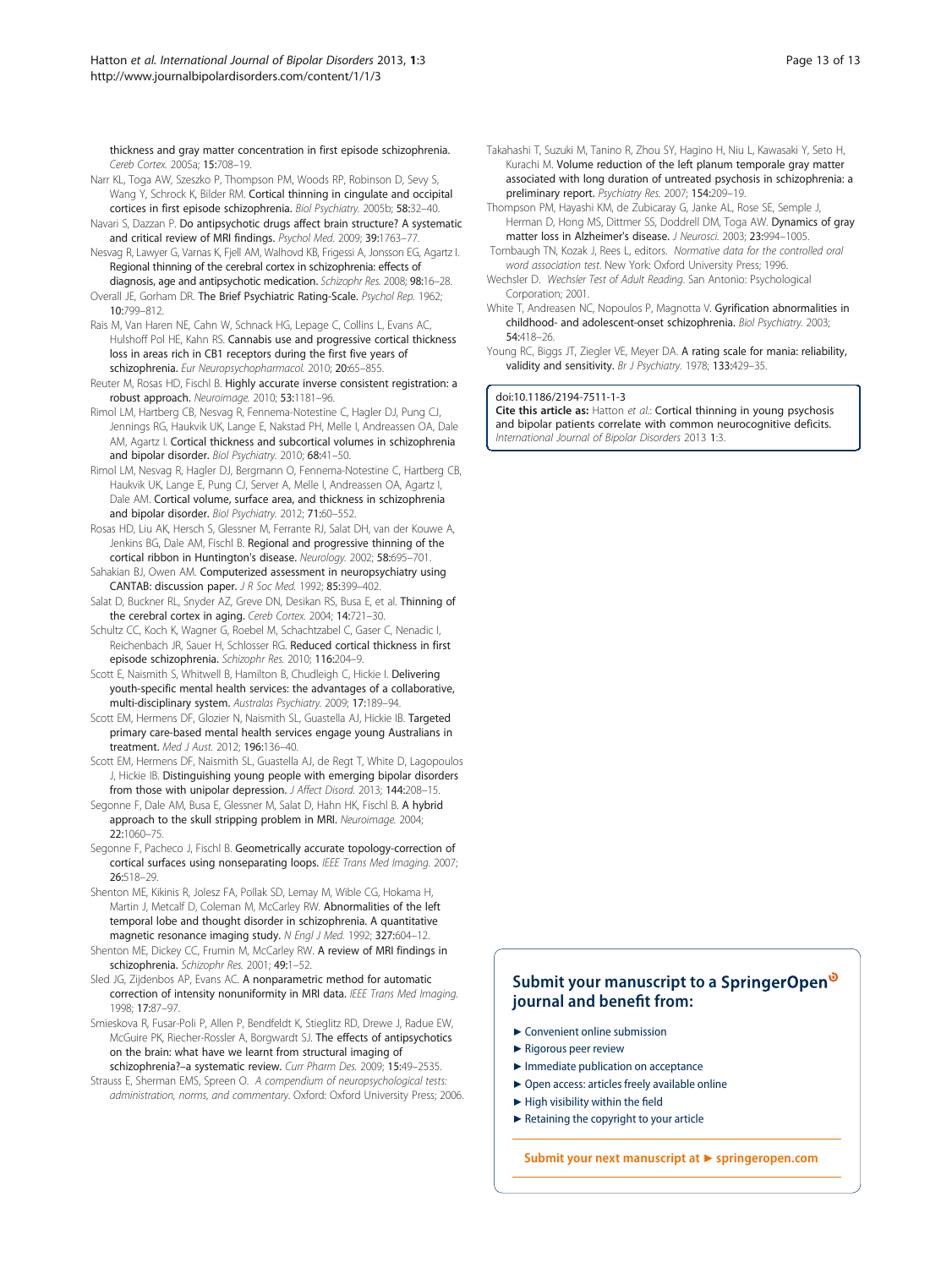thickness and gray matter concentration in first episode schizophrenia. *Cereb Cortex.* 2005a; **15**:708–19.

Narr KL, Toga AW, Szeszko P, Thompson PM, Woods RP, Robinson D, Sevy S, Wang Y, Schrock K, Bilder RM. Cortical thinning in cingulate and occipital cortices in first episode schizophrenia. *Biol Psychiatry.* 2005b; **58**:32–40.

Navari S, Dazzan P. Do antipsychotic drugs affect brain structure? A systematic and critical review of MRI findings. *Psychol Med.* 2009; **39**:1763–77.

Nesvag R, Lawyer G, Varnas K, Fjell AM, Walhovd KB, Frigessi A, Jonsson EG, Agartz I. Regional thinning of the cerebral cortex in schizophrenia: effects of diagnosis, age and antipsychotic medication. *Schizophr Res.* 2008; **98**:16–28.

Overall JE, Gorham DR. The Brief Psychiatric Rating-Scale. *Psychol Rep.* 1962; **10**:799–812.

Rais M, Van Haren NE, Cahn W, Schnack HG, Lepage C, Collins L, Evans AC, Hulshoff Pol HE, Kahn RS. Cannabis use and progressive cortical thickness loss in areas rich in CB1 receptors during the first five years of schizophrenia. *Eur Neuropsychopharmacol.* 2010; **20**:65–855.

Reuter M, Rosas HD, Fischl B. Highly accurate inverse consistent registration: a robust approach. *Neuroimage.* 2010; **53**:1181–96.

Rimol LM, Hartberg CB, Nesvag R, Fennema-Notestine C, Hagler DJ, Pung CJ, Jennings RG, Haukvik UK, Lange E, Nakstad PH, Melle I, Andreassen OA, Dale AM, Agartz I. Cortical thickness and subcortical volumes in schizophrenia and bipolar disorder. *Biol Psychiatry.* 2010; **68**:41–50.

Rimol LM, Nesvag R, Hagler DJ, Bergmann O, Fennema-Notestine C, Hartberg CB, Haukvik UK, Lange E, Pung CJ, Server A, Melle I, Andreassen OA, Agartz I, Dale AM. Cortical volume, surface area, and thickness in schizophrenia and bipolar disorder. *Biol Psychiatry.* 2012; **71**:60–552.

Rosas HD, Liu AK, Hersch S, Glessner M, Ferrante RJ, Salat DH, van der Kouwe A, Jenkins BG, Dale AM, Fischl B. Regional and progressive thinning of the cortical ribbon in Huntington's disease. *Neurology.* 2002; **58**:695–701.

Sahakian BJ, Owen AM. Computerized assessment in neuropsychiatry using CANTAB: discussion paper. *J R Soc Med.* 1992; **85**:399–402.

Salat D, Buckner RL, Snyder AZ, Greve DN, Desikan RS, Busa E, et al. Thinning of the cerebral cortex in aging. *Cereb Cortex.* 2004; **14**:721–30.

Schultz CC, Koch K, Wagner G, Roebel M, Schachtzabel C, Gaser C, Nenadic I, Reichenbach JR, Sauer H, Schlosser RG. Reduced cortical thickness in first episode schizophrenia. *Schizophr Res.* 2010; **116**:204–9.

Scott E, Naismith S, Whitwell B, Hamilton B, Chudleigh C, Hickie I. Delivering youth-specific mental health services: the advantages of a collaborative, multi-disciplinary system. *Australas Psychiatry.* 2009; **17**:189–94.

Scott EM, Hermens DF, Glozier N, Naismith SL, Guastella AJ, Hickie IB. Targeted primary care-based mental health services engage young Australians in treatment. *Med J Aust.* 2012; **196**:136–40.

Scott EM, Hermens DF, Naismith SL, Guastella AJ, de Regt T, White D, Lagopoulos J, Hickie IB. Distinguishing young people with emerging bipolar disorders from those with unipolar depression. *J Affect Disord.* 2013; **144**:208–15.

Segonne F, Dale AM, Busa E, Glessner M, Salat D, Hahn HK, Fischl B. A hybrid approach to the skull stripping problem in MRI. *Neuroimage.* 2004; **22**:1060–75.

Segonne F, Pacheco J, Fischl B. Geometrically accurate topology-correction of cortical surfaces using nonseparating loops. *IEEE Trans Med Imaging.* 2007; **26**:518–29.

Shenton ME, Kikinis R, Jolesz FA, Pollak SD, Lemay M, Wible CG, Hokama H, Martin J, Metcalf D, Coleman M, McCarley RW. Abnormalities of the left temporal lobe and thought disorder in schizophrenia. A quantitative magnetic resonance imaging study. *N Engl J Med.* 1992; **327**:604–12.

Shenton ME, Dickey CC, Frumin M, McCarley RW. A review of MRI findings in schizophrenia. *Schizophr Res.* 2001; **49**:1–52.

Sled JG, Zijdenbos AP, Evans AC. A nonparametric method for automatic correction of intensity nonuniformity in MRI data. *IEEE Trans Med Imaging.* 1998; **17**:87–97.

Smieskova R, Fusar-Poli P, Allen P, Bendfeldt K, Stieglitz RD, Drewe J, Radue EW, McGuire PK, Riecher-Rossler A, Borgwardt SJ. The effects of antipsychotics on the brain: what have we learnt from structural imaging of schizophrenia?–a systematic review. *Curr Pharm Des.* 2009; **15**:49–2535.

Strauss E, Sherman EMS, Spreen O. *A compendium of neuropsychological tests: administration, norms, and commentary.* Oxford: Oxford University Press; 2006.

Takahashi T, Suzuki M, Tanino R, Zhou SY, Hagino H, Niu L, Kawasaki Y, Seto H, Kurachi M. Volume reduction of the left planum temporale gray matter associated with long duration of untreated psychosis in schizophrenia: a preliminary report. *Psychiatry Res.* 2007; **154**:209–19.

Thompson PM, Hayashi KM, de Zubicaray G, Janke AL, Rose SE, Semple J, Herman D, Hong MS, Dittmer SS, Doddrell DM, Toga AW. Dynamics of gray matter loss in Alzheimer's disease. *J Neurosci.* 2003; **23**:994–1005.

Tombaugh TN, Kozak J, Rees L, editors. *Normative data for the controlled oral word association test.* New York: Oxford University Press; 1996.

Wechsler D. *Wechsler Test of Adult Reading.* San Antonio: Psychological Corporation; 2001.

White T, Andreasen NC, Nopoulos P, Magnotta V. Gyrification abnormalities in childhood- and adolescent-onset schizophrenia. *Biol Psychiatry.* 2003; **54**:418–26.

Young RC, Biggs JT, Ziegler VE, Meyer DA. A rating scale for mania: reliability, validity and sensitivity. *Br J Psychiatry.* 1978; **133**:429–35.

doi:10.1186/2194-7511-1-3

**Cite this article as:** Hatton *et al.*: Cortical thinning in young psychosis and bipolar patients correlate with common neurocognitive deficits. *International Journal of Bipolar Disorders* 2013 **1**:3.

**Submit your manuscript to a SpringerOpen journal and benefit from:**

- ► Convenient online submission
- ► Rigorous peer review
- ► Immediate publication on acceptance
- ► Open access: articles freely available online
- ► High visibility within the field
- ► Retaining the copyright to your article

**Submit your next manuscript at ► springeropen.com**